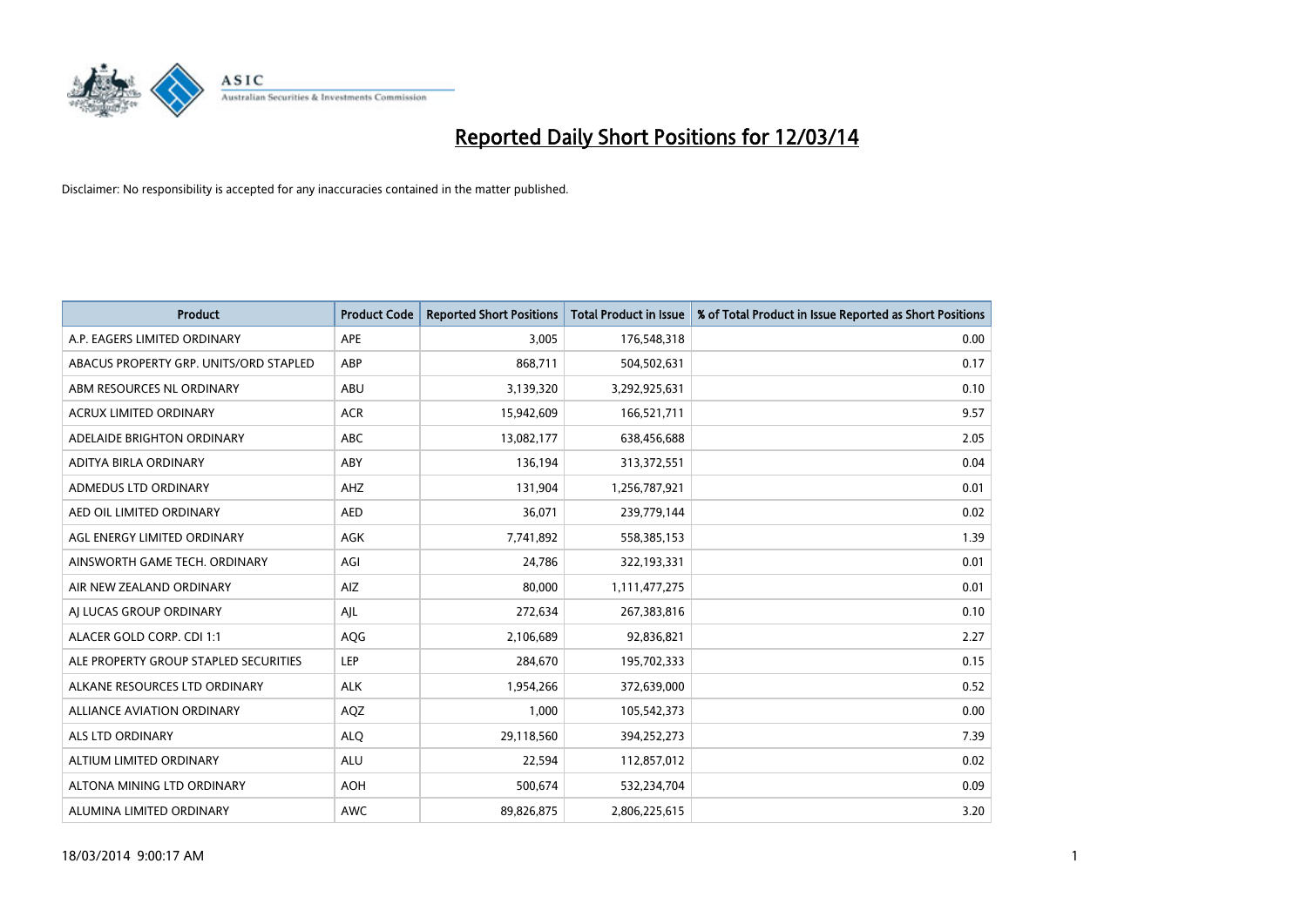# Reported Daily Short Positions for 12/03/14

Disclaimer: No responsibility is accepted for any inaccuracies contained in the matter published.

| Product | Product Code | Reported Short Positions | Total Product in Issue | % of Total Product in Issue Reported as Short Positions |
|---|---|---|---|---|
| A.P. EAGERS LIMITED ORDINARY | APE | 3,005 | 176,548,318 | 0.00 |
| ABACUS PROPERTY GRP. UNITS/ORD STAPLED | ABP | 868,711 | 504,502,631 | 0.17 |
| ABM RESOURCES NL ORDINARY | ABU | 3,139,320 | 3,292,925,631 | 0.10 |
| ACRUX LIMITED ORDINARY | ACR | 15,942,609 | 166,521,711 | 9.57 |
| ADELAIDE BRIGHTON ORDINARY | ABC | 13,082,177 | 638,456,688 | 2.05 |
| ADITYA BIRLA ORDINARY | ABY | 136,194 | 313,372,551 | 0.04 |
| ADMEDUS LTD ORDINARY | AHZ | 131,904 | 1,256,787,921 | 0.01 |
| AED OIL LIMITED ORDINARY | AED | 36,071 | 239,779,144 | 0.02 |
| AGL ENERGY LIMITED ORDINARY | AGK | 7,741,892 | 558,385,153 | 1.39 |
| AINSWORTH GAME TECH. ORDINARY | AGI | 24,786 | 322,193,331 | 0.01 |
| AIR NEW ZEALAND ORDINARY | AIZ | 80,000 | 1,111,477,275 | 0.01 |
| AJ LUCAS GROUP ORDINARY | AJL | 272,634 | 267,383,816 | 0.10 |
| ALACER GOLD CORP. CDI 1:1 | AQG | 2,106,689 | 92,836,821 | 2.27 |
| ALE PROPERTY GROUP STAPLED SECURITIES | LEP | 284,670 | 195,702,333 | 0.15 |
| ALKANE RESOURCES LTD ORDINARY | ALK | 1,954,266 | 372,639,000 | 0.52 |
| ALLIANCE AVIATION ORDINARY | AQZ | 1,000 | 105,542,373 | 0.00 |
| ALS LTD ORDINARY | ALQ | 29,118,560 | 394,252,273 | 7.39 |
| ALTIUM LIMITED ORDINARY | ALU | 22,594 | 112,857,012 | 0.02 |
| ALTONA MINING LTD ORDINARY | AOH | 500,674 | 532,234,704 | 0.09 |
| ALUMINA LIMITED ORDINARY | AWC | 89,826,875 | 2,806,225,615 | 3.20 |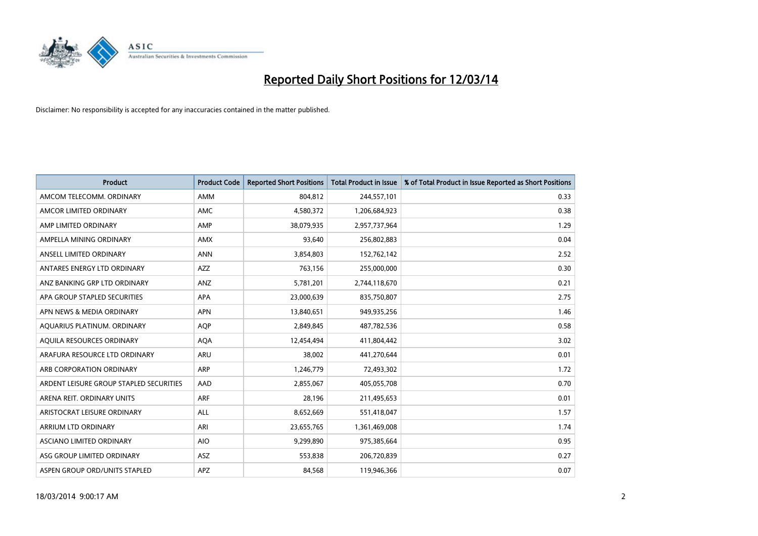# Reported Daily Short Positions for 12/03/14

Disclaimer: No responsibility is accepted for any inaccuracies contained in the matter published.

| Product | Product Code | Reported Short Positions | Total Product in Issue | % of Total Product in Issue Reported as Short Positions |
|---|---|---|---|---|
| AMCOM TELECOMM. ORDINARY | AMM | 804,812 | 244,557,101 | 0.33 |
| AMCOR LIMITED ORDINARY | AMC | 4,580,372 | 1,206,684,923 | 0.38 |
| AMP LIMITED ORDINARY | AMP | 38,079,935 | 2,957,737,964 | 1.29 |
| AMPELLA MINING ORDINARY | AMX | 93,640 | 256,802,883 | 0.04 |
| ANSELL LIMITED ORDINARY | ANN | 3,854,803 | 152,762,142 | 2.52 |
| ANTARES ENERGY LTD ORDINARY | AZZ | 763,156 | 255,000,000 | 0.30 |
| ANZ BANKING GRP LTD ORDINARY | ANZ | 5,781,201 | 2,744,118,670 | 0.21 |
| APA GROUP STAPLED SECURITIES | APA | 23,000,639 | 835,750,807 | 2.75 |
| APN NEWS & MEDIA ORDINARY | APN | 13,840,651 | 949,935,256 | 1.46 |
| AQUARIUS PLATINUM. ORDINARY | AQP | 2,849,845 | 487,782,536 | 0.58 |
| AQUILA RESOURCES ORDINARY | AQA | 12,454,494 | 411,804,442 | 3.02 |
| ARAFURA RESOURCE LTD ORDINARY | ARU | 38,002 | 441,270,644 | 0.01 |
| ARB CORPORATION ORDINARY | ARP | 1,246,779 | 72,493,302 | 1.72 |
| ARDENT LEISURE GROUP STAPLED SECURITIES | AAD | 2,855,067 | 405,055,708 | 0.70 |
| ARENA REIT. ORDINARY UNITS | ARF | 28,196 | 211,495,653 | 0.01 |
| ARISTOCRAT LEISURE ORDINARY | ALL | 8,652,669 | 551,418,047 | 1.57 |
| ARRIUM LTD ORDINARY | ARI | 23,655,765 | 1,361,469,008 | 1.74 |
| ASCIANO LIMITED ORDINARY | AIO | 9,299,890 | 975,385,664 | 0.95 |
| ASG GROUP LIMITED ORDINARY | ASZ | 553,838 | 206,720,839 | 0.27 |
| ASPEN GROUP ORD/UNITS STAPLED | APZ | 84,568 | 119,946,366 | 0.07 |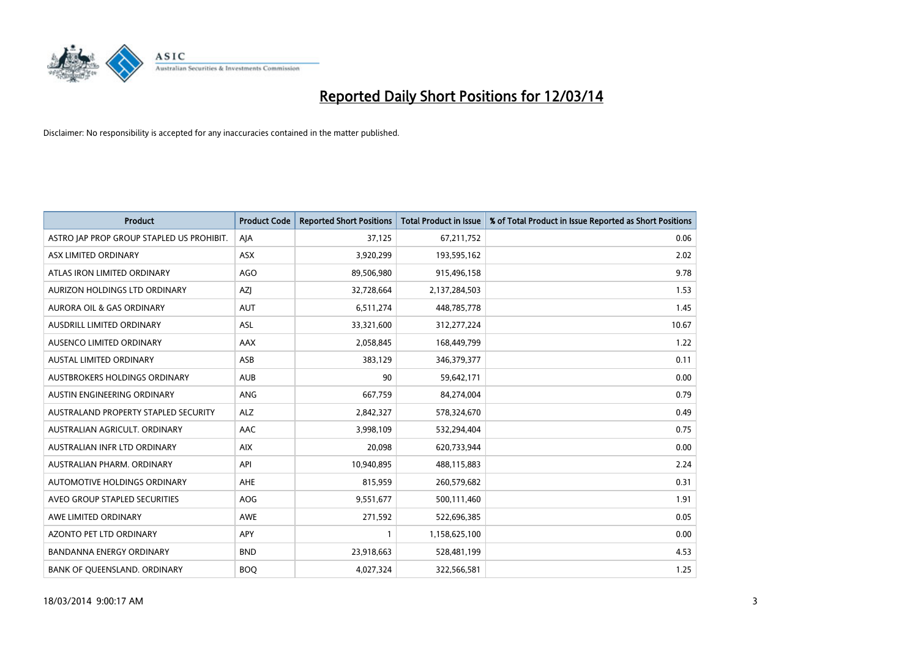# Reported Daily Short Positions for 12/03/14

Disclaimer: No responsibility is accepted for any inaccuracies contained in the matter published.

| Product | Product Code | Reported Short Positions | Total Product in Issue | % of Total Product in Issue Reported as Short Positions |
| --- | --- | --- | --- | --- |
| ASTRO JAP PROP GROUP STAPLED US PROHIBIT. | AJA | 37,125 | 67,211,752 | 0.06 |
| ASX LIMITED ORDINARY | ASX | 3,920,299 | 193,595,162 | 2.02 |
| ATLAS IRON LIMITED ORDINARY | AGO | 89,506,980 | 915,496,158 | 9.78 |
| AURIZON HOLDINGS LTD ORDINARY | AZJ | 32,728,664 | 2,137,284,503 | 1.53 |
| AURORA OIL & GAS ORDINARY | AUT | 6,511,274 | 448,785,778 | 1.45 |
| AUSDRILL LIMITED ORDINARY | ASL | 33,321,600 | 312,277,224 | 10.67 |
| AUSENCO LIMITED ORDINARY | AAX | 2,058,845 | 168,449,799 | 1.22 |
| AUSTAL LIMITED ORDINARY | ASB | 383,129 | 346,379,377 | 0.11 |
| AUSTBROKERS HOLDINGS ORDINARY | AUB | 90 | 59,642,171 | 0.00 |
| AUSTIN ENGINEERING ORDINARY | ANG | 667,759 | 84,274,004 | 0.79 |
| AUSTRALAND PROPERTY STAPLED SECURITY | ALZ | 2,842,327 | 578,324,670 | 0.49 |
| AUSTRALIAN AGRICULT. ORDINARY | AAC | 3,998,109 | 532,294,404 | 0.75 |
| AUSTRALIAN INFR LTD ORDINARY | AIX | 20,098 | 620,733,944 | 0.00 |
| AUSTRALIAN PHARM. ORDINARY | API | 10,940,895 | 488,115,883 | 2.24 |
| AUTOMOTIVE HOLDINGS ORDINARY | AHE | 815,959 | 260,579,682 | 0.31 |
| AVEO GROUP STAPLED SECURITIES | AOG | 9,551,677 | 500,111,460 | 1.91 |
| AWE LIMITED ORDINARY | AWE | 271,592 | 522,696,385 | 0.05 |
| AZONTO PET LTD ORDINARY | APY | 1 | 1,158,625,100 | 0.00 |
| BANDANNA ENERGY ORDINARY | BND | 23,918,663 | 528,481,199 | 4.53 |
| BANK OF QUEENSLAND. ORDINARY | BOQ | 4,027,324 | 322,566,581 | 1.25 |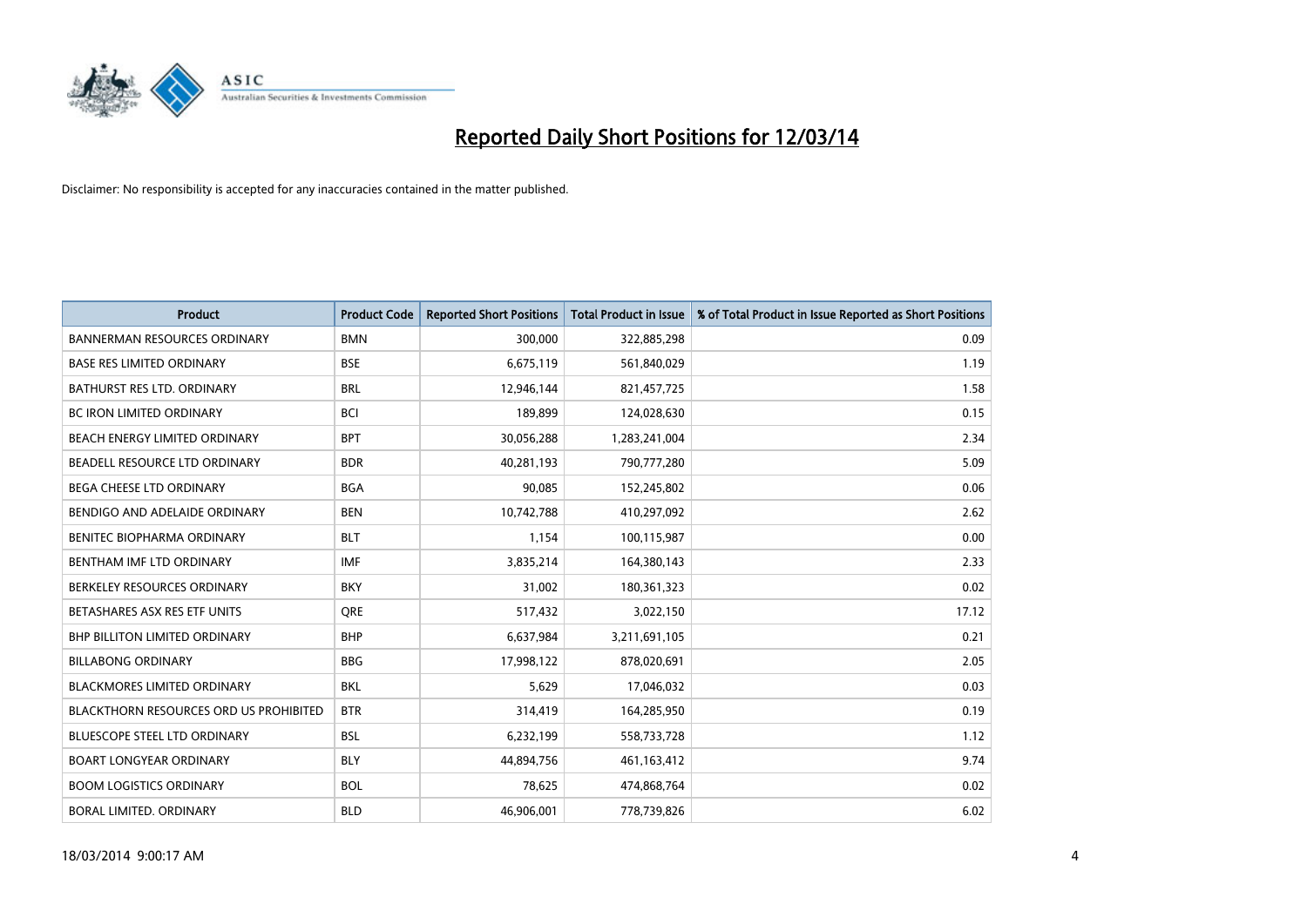# Reported Daily Short Positions for 12/03/14

Disclaimer: No responsibility is accepted for any inaccuracies contained in the matter published.

| Product | Product Code | Reported Short Positions | Total Product in Issue | % of Total Product in Issue Reported as Short Positions |
|---|---|---|---|---|
| BANNERMAN RESOURCES ORDINARY | BMN | 300,000 | 322,885,298 | 0.09 |
| BASE RES LIMITED ORDINARY | BSE | 6,675,119 | 561,840,029 | 1.19 |
| BATHURST RES LTD. ORDINARY | BRL | 12,946,144 | 821,457,725 | 1.58 |
| BC IRON LIMITED ORDINARY | BCI | 189,899 | 124,028,630 | 0.15 |
| BEACH ENERGY LIMITED ORDINARY | BPT | 30,056,288 | 1,283,241,004 | 2.34 |
| BEADELL RESOURCE LTD ORDINARY | BDR | 40,281,193 | 790,777,280 | 5.09 |
| BEGA CHEESE LTD ORDINARY | BGA | 90,085 | 152,245,802 | 0.06 |
| BENDIGO AND ADELAIDE ORDINARY | BEN | 10,742,788 | 410,297,092 | 2.62 |
| BENITEC BIOPHARMA ORDINARY | BLT | 1,154 | 100,115,987 | 0.00 |
| BENTHAM IMF LTD ORDINARY | IMF | 3,835,214 | 164,380,143 | 2.33 |
| BERKELEY RESOURCES ORDINARY | BKY | 31,002 | 180,361,323 | 0.02 |
| BETASHARES ASX RES ETF UNITS | QRE | 517,432 | 3,022,150 | 17.12 |
| BHP BILLITON LIMITED ORDINARY | BHP | 6,637,984 | 3,211,691,105 | 0.21 |
| BILLABONG ORDINARY | BBG | 17,998,122 | 878,020,691 | 2.05 |
| BLACKMORES LIMITED ORDINARY | BKL | 5,629 | 17,046,032 | 0.03 |
| BLACKTHORN RESOURCES ORD US PROHIBITED | BTR | 314,419 | 164,285,950 | 0.19 |
| BLUESCOPE STEEL LTD ORDINARY | BSL | 6,232,199 | 558,733,728 | 1.12 |
| BOART LONGYEAR ORDINARY | BLY | 44,894,756 | 461,163,412 | 9.74 |
| BOOM LOGISTICS ORDINARY | BOL | 78,625 | 474,868,764 | 0.02 |
| BORAL LIMITED. ORDINARY | BLD | 46,906,001 | 778,739,826 | 6.02 |

18/03/2014 9:00:17 AM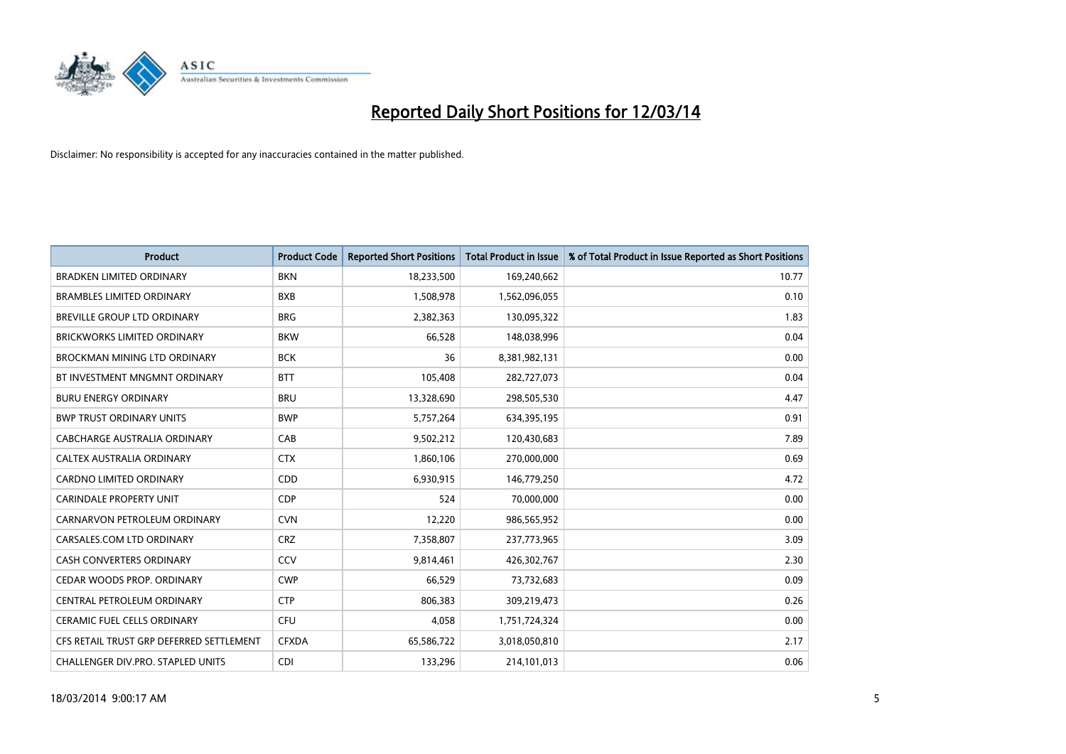# Reported Daily Short Positions for 12/03/14

Disclaimer: No responsibility is accepted for any inaccuracies contained in the matter published.

| Product | Product Code | Reported Short Positions | Total Product in Issue | % of Total Product in Issue Reported as Short Positions |
|---|---|---|---|---|
| BRADKEN LIMITED ORDINARY | BKN | 18,233,500 | 169,240,662 | 10.77 |
| BRAMBLES LIMITED ORDINARY | BXB | 1,508,978 | 1,562,096,055 | 0.10 |
| BREVILLE GROUP LTD ORDINARY | BRG | 2,382,363 | 130,095,322 | 1.83 |
| BRICKWORKS LIMITED ORDINARY | BKW | 66,528 | 148,038,996 | 0.04 |
| BROCKMAN MINING LTD ORDINARY | BCK | 36 | 8,381,982,131 | 0.00 |
| BT INVESTMENT MNGMNT ORDINARY | BTT | 105,408 | 282,727,073 | 0.04 |
| BURU ENERGY ORDINARY | BRU | 13,328,690 | 298,505,530 | 4.47 |
| BWP TRUST ORDINARY UNITS | BWP | 5,757,264 | 634,395,195 | 0.91 |
| CABCHARGE AUSTRALIA ORDINARY | CAB | 9,502,212 | 120,430,683 | 7.89 |
| CALTEX AUSTRALIA ORDINARY | CTX | 1,860,106 | 270,000,000 | 0.69 |
| CARDNO LIMITED ORDINARY | CDD | 6,930,915 | 146,779,250 | 4.72 |
| CARINDALE PROPERTY UNIT | CDP | 524 | 70,000,000 | 0.00 |
| CARNARVON PETROLEUM ORDINARY | CVN | 12,220 | 986,565,952 | 0.00 |
| CARSALES.COM LTD ORDINARY | CRZ | 7,358,807 | 237,773,965 | 3.09 |
| CASH CONVERTERS ORDINARY | CCV | 9,814,461 | 426,302,767 | 2.30 |
| CEDAR WOODS PROP. ORDINARY | CWP | 66,529 | 73,732,683 | 0.09 |
| CENTRAL PETROLEUM ORDINARY | CTP | 806,383 | 309,219,473 | 0.26 |
| CERAMIC FUEL CELLS ORDINARY | CFU | 4,058 | 1,751,724,324 | 0.00 |
| CFS RETAIL TRUST GRP DEFERRED SETTLEMENT | CFXDA | 65,586,722 | 3,018,050,810 | 2.17 |
| CHALLENGER DIV.PRO. STAPLED UNITS | CDI | 133,296 | 214,101,013 | 0.06 |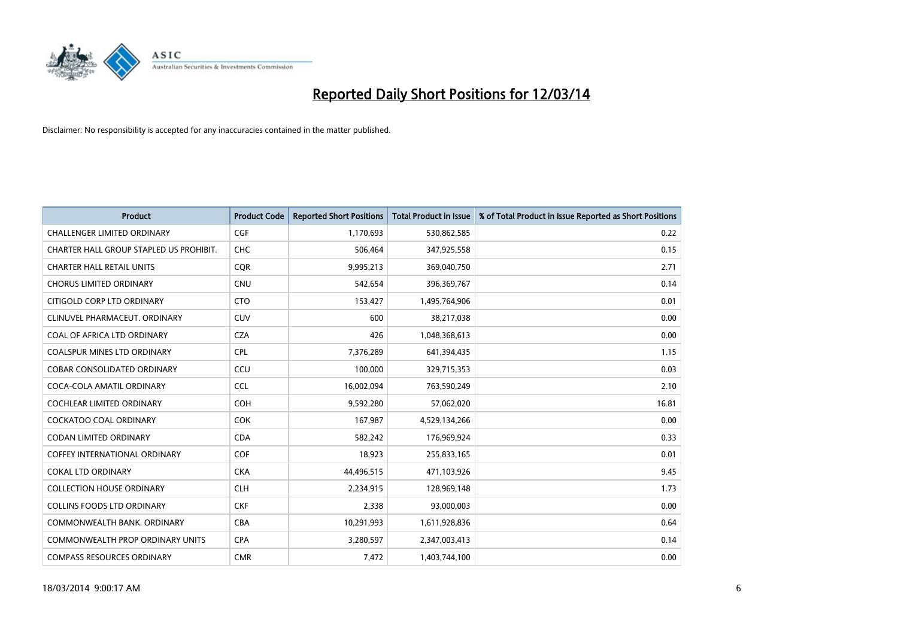# Reported Daily Short Positions for 12/03/14

Disclaimer: No responsibility is accepted for any inaccuracies contained in the matter published.

| Product | Product Code | Reported Short Positions | Total Product in Issue | % of Total Product in Issue Reported as Short Positions |
|---|---|---|---|---|
| CHALLENGER LIMITED ORDINARY | CGF | 1,170,693 | 530,862,585 | 0.22 |
| CHARTER HALL GROUP STAPLED US PROHIBIT. | CHC | 506,464 | 347,925,558 | 0.15 |
| CHARTER HALL RETAIL UNITS | CQR | 9,995,213 | 369,040,750 | 2.71 |
| CHORUS LIMITED ORDINARY | CNU | 542,654 | 396,369,767 | 0.14 |
| CITIGOLD CORP LTD ORDINARY | CTO | 153,427 | 1,495,764,906 | 0.01 |
| CLINUVEL PHARMACEUT. ORDINARY | CUV | 600 | 38,217,038 | 0.00 |
| COAL OF AFRICA LTD ORDINARY | CZA | 426 | 1,048,368,613 | 0.00 |
| COALSPUR MINES LTD ORDINARY | CPL | 7,376,289 | 641,394,435 | 1.15 |
| COBAR CONSOLIDATED ORDINARY | CCU | 100,000 | 329,715,353 | 0.03 |
| COCA-COLA AMATIL ORDINARY | CCL | 16,002,094 | 763,590,249 | 2.10 |
| COCHLEAR LIMITED ORDINARY | COH | 9,592,280 | 57,062,020 | 16.81 |
| COCKATOO COAL ORDINARY | COK | 167,987 | 4,529,134,266 | 0.00 |
| CODAN LIMITED ORDINARY | CDA | 582,242 | 176,969,924 | 0.33 |
| COFFEY INTERNATIONAL ORDINARY | COF | 18,923 | 255,833,165 | 0.01 |
| COKAL LTD ORDINARY | CKA | 44,496,515 | 471,103,926 | 9.45 |
| COLLECTION HOUSE ORDINARY | CLH | 2,234,915 | 128,969,148 | 1.73 |
| COLLINS FOODS LTD ORDINARY | CKF | 2,338 | 93,000,003 | 0.00 |
| COMMONWEALTH BANK. ORDINARY | CBA | 10,291,993 | 1,611,928,836 | 0.64 |
| COMMONWEALTH PROP ORDINARY UNITS | CPA | 3,280,597 | 2,347,003,413 | 0.14 |
| COMPASS RESOURCES ORDINARY | CMR | 7,472 | 1,403,744,100 | 0.00 |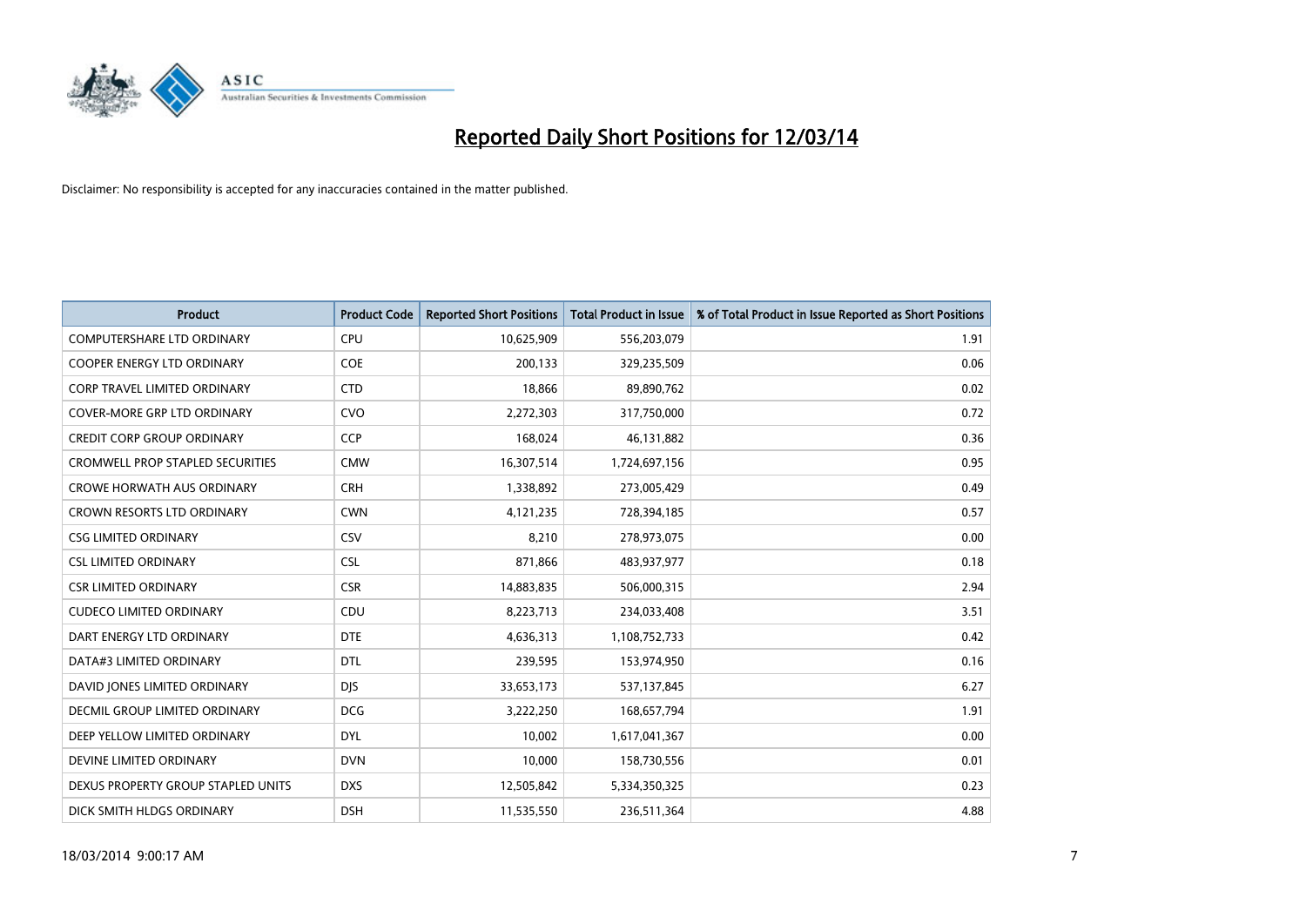# Reported Daily Short Positions for 12/03/14

Disclaimer: No responsibility is accepted for any inaccuracies contained in the matter published.

| Product | Product Code | Reported Short Positions | Total Product in Issue | % of Total Product in Issue Reported as Short Positions |
|---|---|---|---|---|
| COMPUTERSHARE LTD ORDINARY | CPU | 10,625,909 | 556,203,079 | 1.91 |
| COOPER ENERGY LTD ORDINARY | COE | 200,133 | 329,235,509 | 0.06 |
| CORP TRAVEL LIMITED ORDINARY | CTD | 18,866 | 89,890,762 | 0.02 |
| COVER-MORE GRP LTD ORDINARY | CVO | 2,272,303 | 317,750,000 | 0.72 |
| CREDIT CORP GROUP ORDINARY | CCP | 168,024 | 46,131,882 | 0.36 |
| CROMWELL PROP STAPLED SECURITIES | CMW | 16,307,514 | 1,724,697,156 | 0.95 |
| CROWE HORWATH AUS ORDINARY | CRH | 1,338,892 | 273,005,429 | 0.49 |
| CROWN RESORTS LTD ORDINARY | CWN | 4,121,235 | 728,394,185 | 0.57 |
| CSG LIMITED ORDINARY | CSV | 8,210 | 278,973,075 | 0.00 |
| CSL LIMITED ORDINARY | CSL | 871,866 | 483,937,977 | 0.18 |
| CSR LIMITED ORDINARY | CSR | 14,883,835 | 506,000,315 | 2.94 |
| CUDECO LIMITED ORDINARY | CDU | 8,223,713 | 234,033,408 | 3.51 |
| DART ENERGY LTD ORDINARY | DTE | 4,636,313 | 1,108,752,733 | 0.42 |
| DATA#3 LIMITED ORDINARY | DTL | 239,595 | 153,974,950 | 0.16 |
| DAVID JONES LIMITED ORDINARY | DJS | 33,653,173 | 537,137,845 | 6.27 |
| DECMIL GROUP LIMITED ORDINARY | DCG | 3,222,250 | 168,657,794 | 1.91 |
| DEEP YELLOW LIMITED ORDINARY | DYL | 10,002 | 1,617,041,367 | 0.00 |
| DEVINE LIMITED ORDINARY | DVN | 10,000 | 158,730,556 | 0.01 |
| DEXUS PROPERTY GROUP STAPLED UNITS | DXS | 12,505,842 | 5,334,350,325 | 0.23 |
| DICK SMITH HLDGS ORDINARY | DSH | 11,535,550 | 236,511,364 | 4.88 |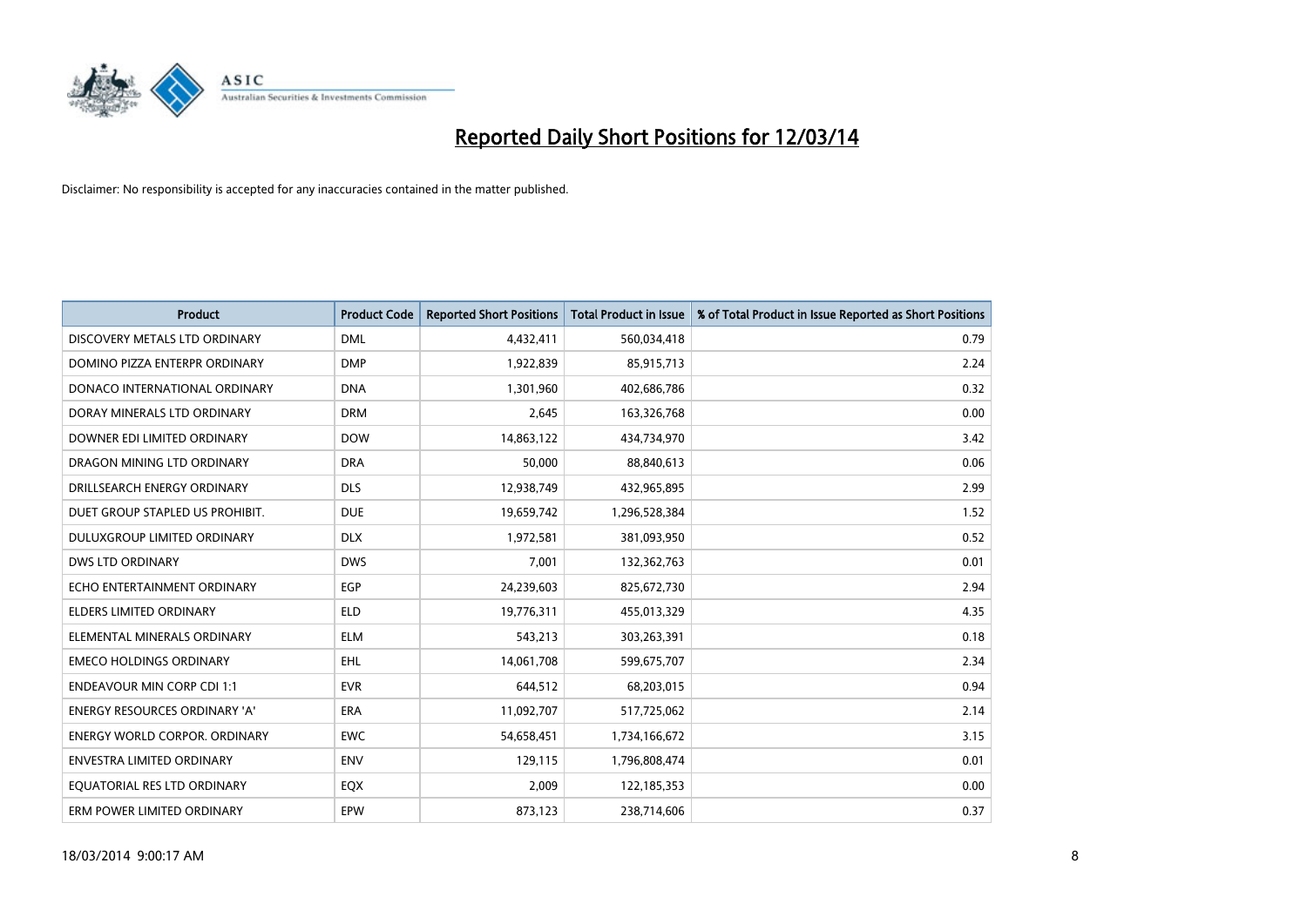# Reported Daily Short Positions for 12/03/14

Disclaimer: No responsibility is accepted for any inaccuracies contained in the matter published.

| Product | Product Code | Reported Short Positions | Total Product in Issue | % of Total Product in Issue Reported as Short Positions |
|---|---|---|---|---|
| DISCOVERY METALS LTD ORDINARY | DML | 4,432,411 | 560,034,418 | 0.79 |
| DOMINO PIZZA ENTERPR ORDINARY | DMP | 1,922,839 | 85,915,713 | 2.24 |
| DONACO INTERNATIONAL ORDINARY | DNA | 1,301,960 | 402,686,786 | 0.32 |
| DORAY MINERALS LTD ORDINARY | DRM | 2,645 | 163,326,768 | 0.00 |
| DOWNER EDI LIMITED ORDINARY | DOW | 14,863,122 | 434,734,970 | 3.42 |
| DRAGON MINING LTD ORDINARY | DRA | 50,000 | 88,840,613 | 0.06 |
| DRILLSEARCH ENERGY ORDINARY | DLS | 12,938,749 | 432,965,895 | 2.99 |
| DUET GROUP STAPLED US PROHIBIT. | DUE | 19,659,742 | 1,296,528,384 | 1.52 |
| DULUXGROUP LIMITED ORDINARY | DLX | 1,972,581 | 381,093,950 | 0.52 |
| DWS LTD ORDINARY | DWS | 7,001 | 132,362,763 | 0.01 |
| ECHO ENTERTAINMENT ORDINARY | EGP | 24,239,603 | 825,672,730 | 2.94 |
| ELDERS LIMITED ORDINARY | ELD | 19,776,311 | 455,013,329 | 4.35 |
| ELEMENTAL MINERALS ORDINARY | ELM | 543,213 | 303,263,391 | 0.18 |
| EMECO HOLDINGS ORDINARY | EHL | 14,061,708 | 599,675,707 | 2.34 |
| ENDEAVOUR MIN CORP CDI 1:1 | EVR | 644,512 | 68,203,015 | 0.94 |
| ENERGY RESOURCES ORDINARY 'A' | ERA | 11,092,707 | 517,725,062 | 2.14 |
| ENERGY WORLD CORPOR. ORDINARY | EWC | 54,658,451 | 1,734,166,672 | 3.15 |
| ENVESTRA LIMITED ORDINARY | ENV | 129,115 | 1,796,808,474 | 0.01 |
| EQUATORIAL RES LTD ORDINARY | EQX | 2,009 | 122,185,353 | 0.00 |
| ERM POWER LIMITED ORDINARY | EPW | 873,123 | 238,714,606 | 0.37 |

18/03/2014 9:00:17 AM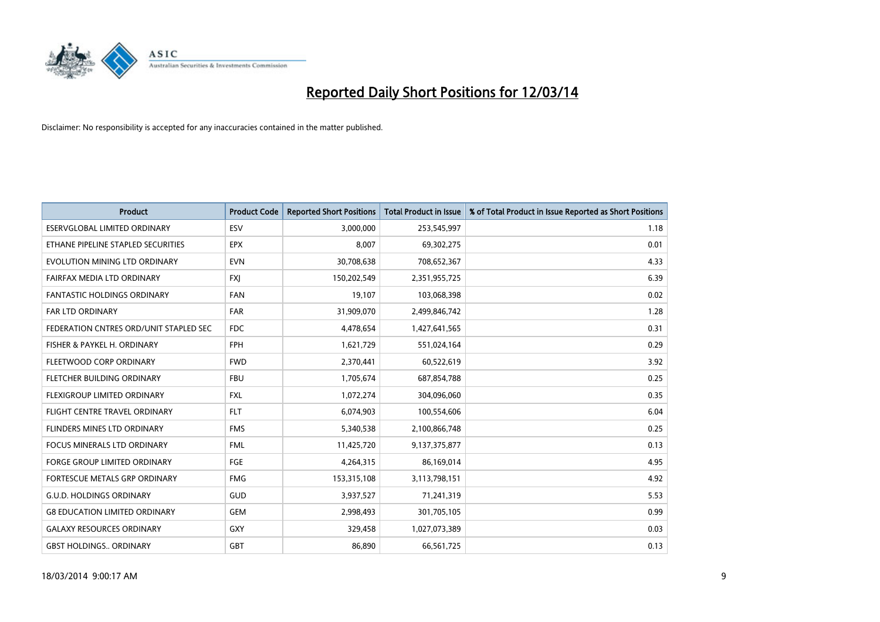# Reported Daily Short Positions for 12/03/14

Disclaimer: No responsibility is accepted for any inaccuracies contained in the matter published.

| Product | Product Code | Reported Short Positions | Total Product in Issue | % of Total Product in Issue Reported as Short Positions |
|---|---|---|---|---|
| ESERVGLOBAL LIMITED ORDINARY | ESV | 3,000,000 | 253,545,997 | 1.18 |
| ETHANE PIPELINE STAPLED SECURITIES | EPX | 8,007 | 69,302,275 | 0.01 |
| EVOLUTION MINING LTD ORDINARY | EVN | 30,708,638 | 708,652,367 | 4.33 |
| FAIRFAX MEDIA LTD ORDINARY | FXJ | 150,202,549 | 2,351,955,725 | 6.39 |
| FANTASTIC HOLDINGS ORDINARY | FAN | 19,107 | 103,068,398 | 0.02 |
| FAR LTD ORDINARY | FAR | 31,909,070 | 2,499,846,742 | 1.28 |
| FEDERATION CNTRES ORD/UNIT STAPLED SEC | FDC | 4,478,654 | 1,427,641,565 | 0.31 |
| FISHER & PAYKEL H. ORDINARY | FPH | 1,621,729 | 551,024,164 | 0.29 |
| FLEETWOOD CORP ORDINARY | FWD | 2,370,441 | 60,522,619 | 3.92 |
| FLETCHER BUILDING ORDINARY | FBU | 1,705,674 | 687,854,788 | 0.25 |
| FLEXIGROUP LIMITED ORDINARY | FXL | 1,072,274 | 304,096,060 | 0.35 |
| FLIGHT CENTRE TRAVEL ORDINARY | FLT | 6,074,903 | 100,554,606 | 6.04 |
| FLINDERS MINES LTD ORDINARY | FMS | 5,340,538 | 2,100,866,748 | 0.25 |
| FOCUS MINERALS LTD ORDINARY | FML | 11,425,720 | 9,137,375,877 | 0.13 |
| FORGE GROUP LIMITED ORDINARY | FGE | 4,264,315 | 86,169,014 | 4.95 |
| FORTESCUE METALS GRP ORDINARY | FMG | 153,315,108 | 3,113,798,151 | 4.92 |
| G.U.D. HOLDINGS ORDINARY | GUD | 3,937,527 | 71,241,319 | 5.53 |
| G8 EDUCATION LIMITED ORDINARY | GEM | 2,998,493 | 301,705,105 | 0.99 |
| GALAXY RESOURCES ORDINARY | GXY | 329,458 | 1,027,073,389 | 0.03 |
| GBST HOLDINGS.. ORDINARY | GBT | 86,890 | 66,561,725 | 0.13 |

18/03/2014 9:00:17 AM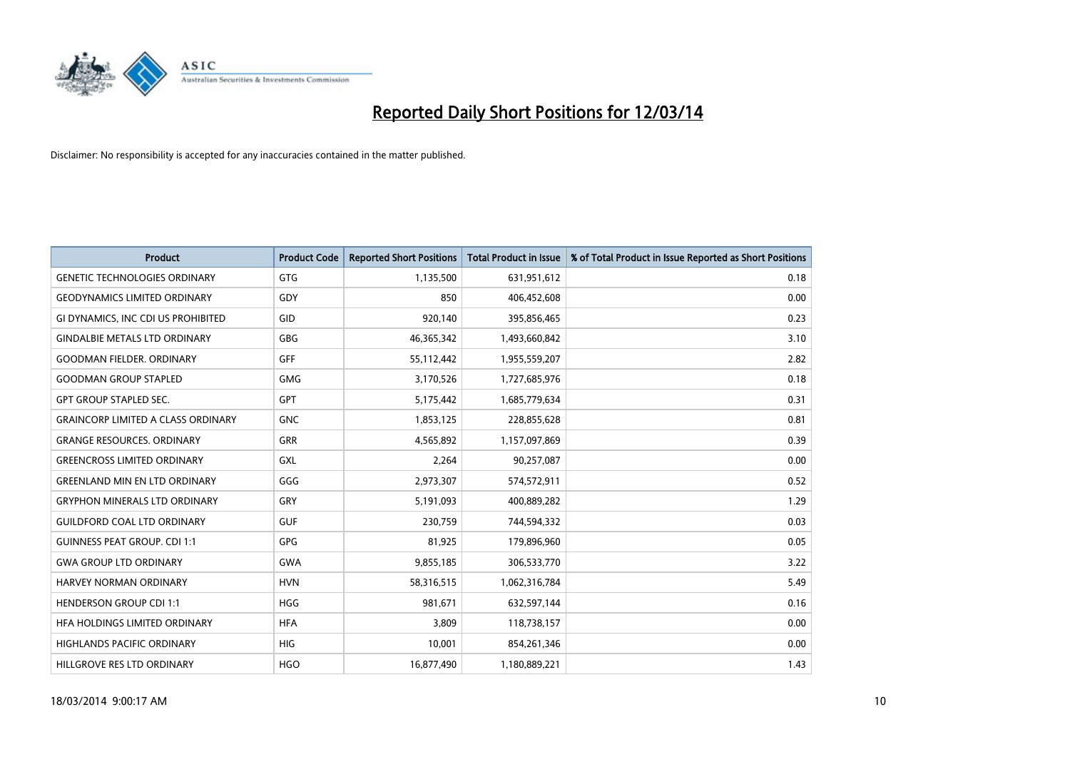# Reported Daily Short Positions for 12/03/14

Disclaimer: No responsibility is accepted for any inaccuracies contained in the matter published.

| Product | Product Code | Reported Short Positions | Total Product in Issue | % of Total Product in Issue Reported as Short Positions |
|---|---|---|---|---|
| GENETIC TECHNOLOGIES ORDINARY | GTG | 1,135,500 | 631,951,612 | 0.18 |
| GEODYNAMICS LIMITED ORDINARY | GDY | 850 | 406,452,608 | 0.00 |
| GI DYNAMICS, INC CDI US PROHIBITED | GID | 920,140 | 395,856,465 | 0.23 |
| GINDALBIE METALS LTD ORDINARY | GBG | 46,365,342 | 1,493,660,842 | 3.10 |
| GOODMAN FIELDER. ORDINARY | GFF | 55,112,442 | 1,955,559,207 | 2.82 |
| GOODMAN GROUP STAPLED | GMG | 3,170,526 | 1,727,685,976 | 0.18 |
| GPT GROUP STAPLED SEC. | GPT | 5,175,442 | 1,685,779,634 | 0.31 |
| GRAINCORP LIMITED A CLASS ORDINARY | GNC | 1,853,125 | 228,855,628 | 0.81 |
| GRANGE RESOURCES. ORDINARY | GRR | 4,565,892 | 1,157,097,869 | 0.39 |
| GREENCROSS LIMITED ORDINARY | GXL | 2,264 | 90,257,087 | 0.00 |
| GREENLAND MIN EN LTD ORDINARY | GGG | 2,973,307 | 574,572,911 | 0.52 |
| GRYPHON MINERALS LTD ORDINARY | GRY | 5,191,093 | 400,889,282 | 1.29 |
| GUILDFORD COAL LTD ORDINARY | GUF | 230,759 | 744,594,332 | 0.03 |
| GUINNESS PEAT GROUP. CDI 1:1 | GPG | 81,925 | 179,896,960 | 0.05 |
| GWA GROUP LTD ORDINARY | GWA | 9,855,185 | 306,533,770 | 3.22 |
| HARVEY NORMAN ORDINARY | HVN | 58,316,515 | 1,062,316,784 | 5.49 |
| HENDERSON GROUP CDI 1:1 | HGG | 981,671 | 632,597,144 | 0.16 |
| HFA HOLDINGS LIMITED ORDINARY | HFA | 3,809 | 118,738,157 | 0.00 |
| HIGHLANDS PACIFIC ORDINARY | HIG | 10,001 | 854,261,346 | 0.00 |
| HILLGROVE RES LTD ORDINARY | HGO | 16,877,490 | 1,180,889,221 | 1.43 |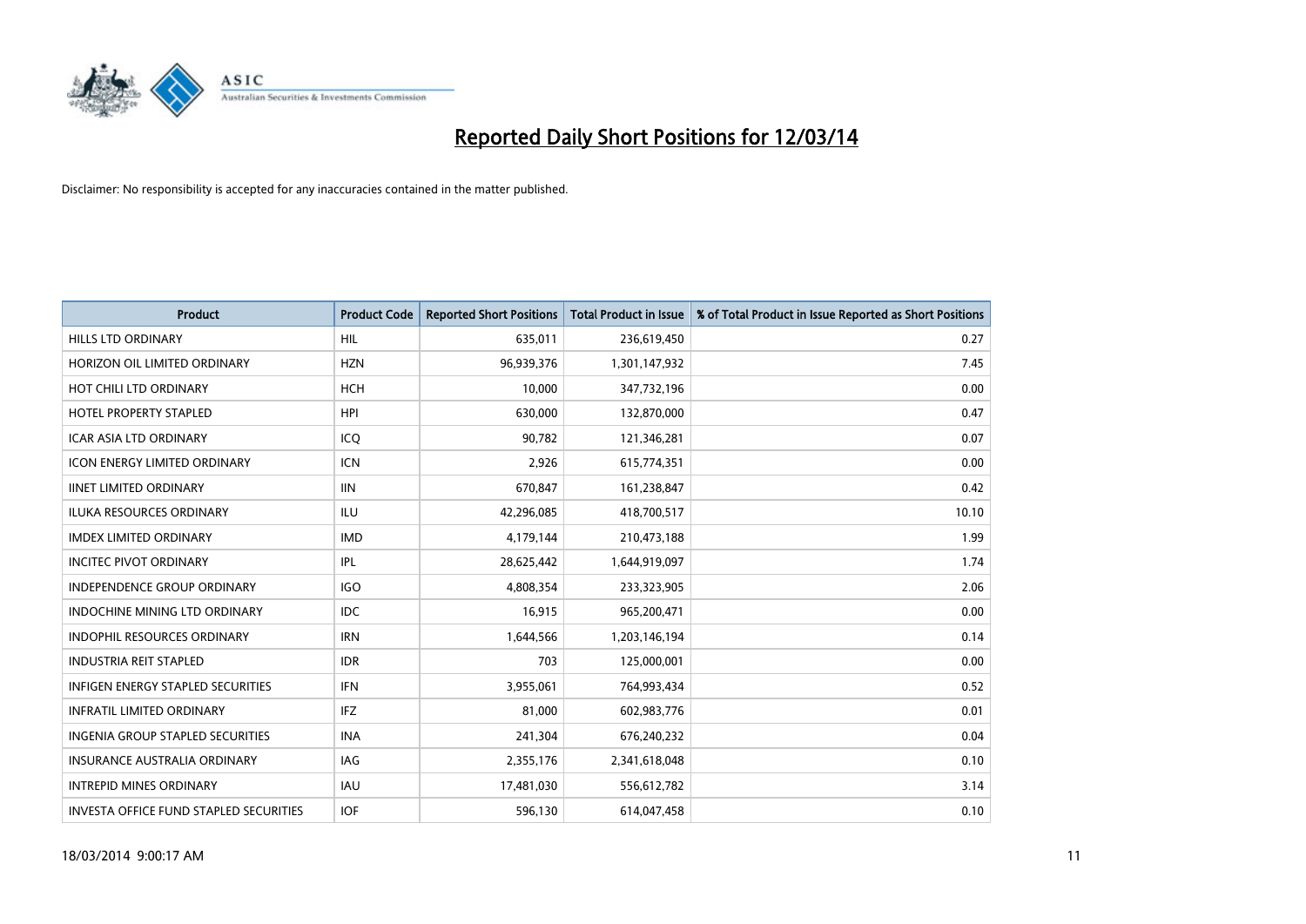# Reported Daily Short Positions for 12/03/14

Disclaimer: No responsibility is accepted for any inaccuracies contained in the matter published.

| Product | Product Code | Reported Short Positions | Total Product in Issue | % of Total Product in Issue Reported as Short Positions |
| --- | --- | --- | --- | --- |
| HILLS LTD ORDINARY | HIL | 635,011 | 236,619,450 | 0.27 |
| HORIZON OIL LIMITED ORDINARY | HZN | 96,939,376 | 1,301,147,932 | 7.45 |
| HOT CHILI LTD ORDINARY | HCH | 10,000 | 347,732,196 | 0.00 |
| HOTEL PROPERTY STAPLED | HPI | 630,000 | 132,870,000 | 0.47 |
| ICAR ASIA LTD ORDINARY | ICQ | 90,782 | 121,346,281 | 0.07 |
| ICON ENERGY LIMITED ORDINARY | ICN | 2,926 | 615,774,351 | 0.00 |
| IINET LIMITED ORDINARY | IIN | 670,847 | 161,238,847 | 0.42 |
| ILUKA RESOURCES ORDINARY | ILU | 42,296,085 | 418,700,517 | 10.10 |
| IMDEX LIMITED ORDINARY | IMD | 4,179,144 | 210,473,188 | 1.99 |
| INCITEC PIVOT ORDINARY | IPL | 28,625,442 | 1,644,919,097 | 1.74 |
| INDEPENDENCE GROUP ORDINARY | IGO | 4,808,354 | 233,323,905 | 2.06 |
| INDOCHINE MINING LTD ORDINARY | IDC | 16,915 | 965,200,471 | 0.00 |
| INDOPHIL RESOURCES ORDINARY | IRN | 1,644,566 | 1,203,146,194 | 0.14 |
| INDUSTRIA REIT STAPLED | IDR | 703 | 125,000,001 | 0.00 |
| INFIGEN ENERGY STAPLED SECURITIES | IFN | 3,955,061 | 764,993,434 | 0.52 |
| INFRATIL LIMITED ORDINARY | IFZ | 81,000 | 602,983,776 | 0.01 |
| INGENIA GROUP STAPLED SECURITIES | INA | 241,304 | 676,240,232 | 0.04 |
| INSURANCE AUSTRALIA ORDINARY | IAG | 2,355,176 | 2,341,618,048 | 0.10 |
| INTREPID MINES ORDINARY | IAU | 17,481,030 | 556,612,782 | 3.14 |
| INVESTA OFFICE FUND STAPLED SECURITIES | IOF | 596,130 | 614,047,458 | 0.10 |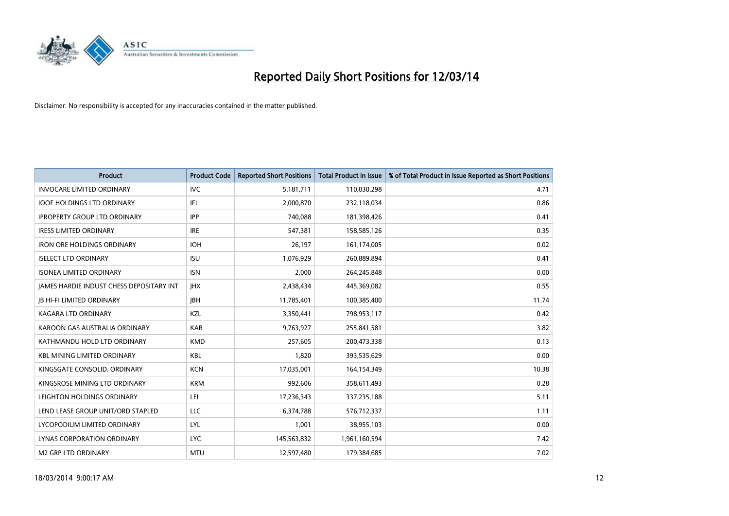# Reported Daily Short Positions for 12/03/14

Disclaimer: No responsibility is accepted for any inaccuracies contained in the matter published.

| Product | Product Code | Reported Short Positions | Total Product in Issue | % of Total Product in Issue Reported as Short Positions |
|---|---|---|---|---|
| INVOCARE LIMITED ORDINARY | IVC | 5,181,711 | 110,030,298 | 4.71 |
| IOOF HOLDINGS LTD ORDINARY | IFL | 2,000,870 | 232,118,034 | 0.86 |
| IPROPERTY GROUP LTD ORDINARY | IPP | 740,088 | 181,398,426 | 0.41 |
| IRESS LIMITED ORDINARY | IRE | 547,381 | 158,585,126 | 0.35 |
| IRON ORE HOLDINGS ORDINARY | IOH | 26,197 | 161,174,005 | 0.02 |
| ISELECT LTD ORDINARY | ISU | 1,076,929 | 260,889,894 | 0.41 |
| ISONEA LIMITED ORDINARY | ISN | 2,000 | 264,245,848 | 0.00 |
| JAMES HARDIE INDUST CHESS DEPOSITARY INT | JHX | 2,438,434 | 445,369,082 | 0.55 |
| JB HI-FI LIMITED ORDINARY | JBH | 11,785,401 | 100,385,400 | 11.74 |
| KAGARA LTD ORDINARY | KZL | 3,350,441 | 798,953,117 | 0.42 |
| KAROON GAS AUSTRALIA ORDINARY | KAR | 9,763,927 | 255,841,581 | 3.82 |
| KATHMANDU HOLD LTD ORDINARY | KMD | 257,605 | 200,473,338 | 0.13 |
| KBL MINING LIMITED ORDINARY | KBL | 1,820 | 393,535,629 | 0.00 |
| KINGSGATE CONSOLID. ORDINARY | KCN | 17,035,001 | 164,154,349 | 10.38 |
| KINGSROSE MINING LTD ORDINARY | KRM | 992,606 | 358,611,493 | 0.28 |
| LEIGHTON HOLDINGS ORDINARY | LEI | 17,236,343 | 337,235,188 | 5.11 |
| LEND LEASE GROUP UNIT/ORD STAPLED | LLC | 6,374,788 | 576,712,337 | 1.11 |
| LYCOPODIUM LIMITED ORDINARY | LYL | 1,001 | 38,955,103 | 0.00 |
| LYNAS CORPORATION ORDINARY | LYC | 145,563,832 | 1,961,160,594 | 7.42 |
| M2 GRP LTD ORDINARY | MTU | 12,597,480 | 179,384,685 | 7.02 |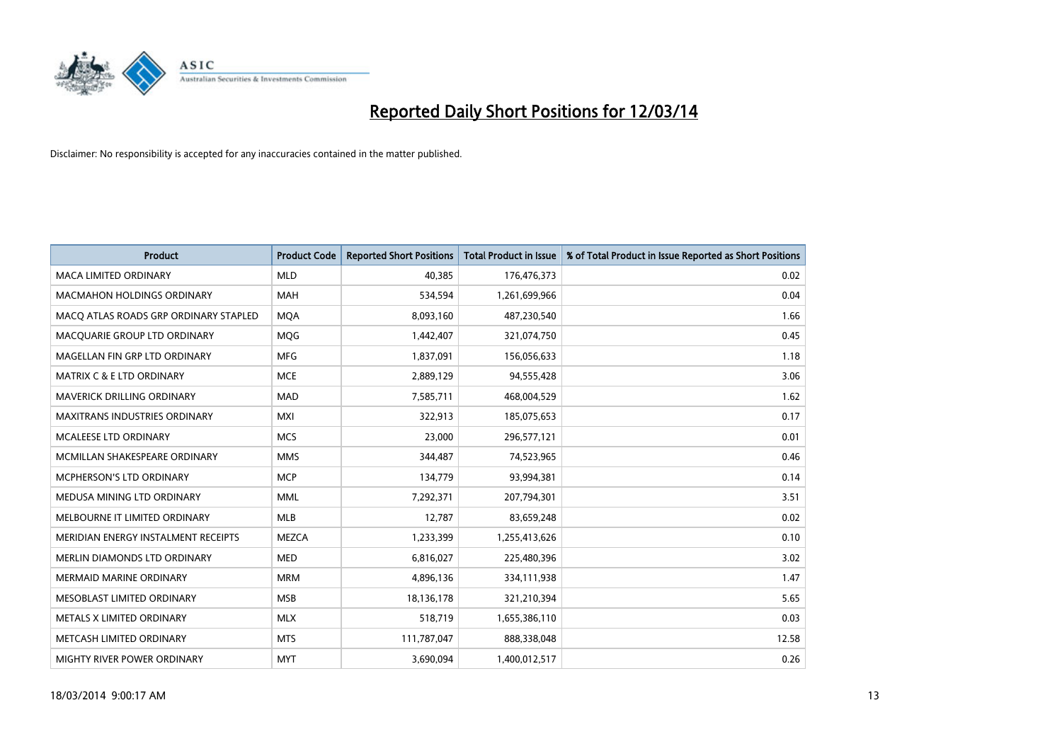# Reported Daily Short Positions for 12/03/14

Disclaimer: No responsibility is accepted for any inaccuracies contained in the matter published.

| Product | Product Code | Reported Short Positions | Total Product in Issue | % of Total Product in Issue Reported as Short Positions |
|---|---|---|---|---|
| MACA LIMITED ORDINARY | MLD | 40,385 | 176,476,373 | 0.02 |
| MACMAHON HOLDINGS ORDINARY | MAH | 534,594 | 1,261,699,966 | 0.04 |
| MACQ ATLAS ROADS GRP ORDINARY STAPLED | MQA | 8,093,160 | 487,230,540 | 1.66 |
| MACQUARIE GROUP LTD ORDINARY | MQG | 1,442,407 | 321,074,750 | 0.45 |
| MAGELLAN FIN GRP LTD ORDINARY | MFG | 1,837,091 | 156,056,633 | 1.18 |
| MATRIX C & E LTD ORDINARY | MCE | 2,889,129 | 94,555,428 | 3.06 |
| MAVERICK DRILLING ORDINARY | MAD | 7,585,711 | 468,004,529 | 1.62 |
| MAXITRANS INDUSTRIES ORDINARY | MXI | 322,913 | 185,075,653 | 0.17 |
| MCALEESE LTD ORDINARY | MCS | 23,000 | 296,577,121 | 0.01 |
| MCMILLAN SHAKESPEARE ORDINARY | MMS | 344,487 | 74,523,965 | 0.46 |
| MCPHERSON'S LTD ORDINARY | MCP | 134,779 | 93,994,381 | 0.14 |
| MEDUSA MINING LTD ORDINARY | MML | 7,292,371 | 207,794,301 | 3.51 |
| MELBOURNE IT LIMITED ORDINARY | MLB | 12,787 | 83,659,248 | 0.02 |
| MERIDIAN ENERGY INSTALMENT RECEIPTS | MEZCA | 1,233,399 | 1,255,413,626 | 0.10 |
| MERLIN DIAMONDS LTD ORDINARY | MED | 6,816,027 | 225,480,396 | 3.02 |
| MERMAID MARINE ORDINARY | MRM | 4,896,136 | 334,111,938 | 1.47 |
| MESOBLAST LIMITED ORDINARY | MSB | 18,136,178 | 321,210,394 | 5.65 |
| METALS X LIMITED ORDINARY | MLX | 518,719 | 1,655,386,110 | 0.03 |
| METCASH LIMITED ORDINARY | MTS | 111,787,047 | 888,338,048 | 12.58 |
| MIGHTY RIVER POWER ORDINARY | MYT | 3,690,094 | 1,400,012,517 | 0.26 |

18/03/2014 9:00:17 AM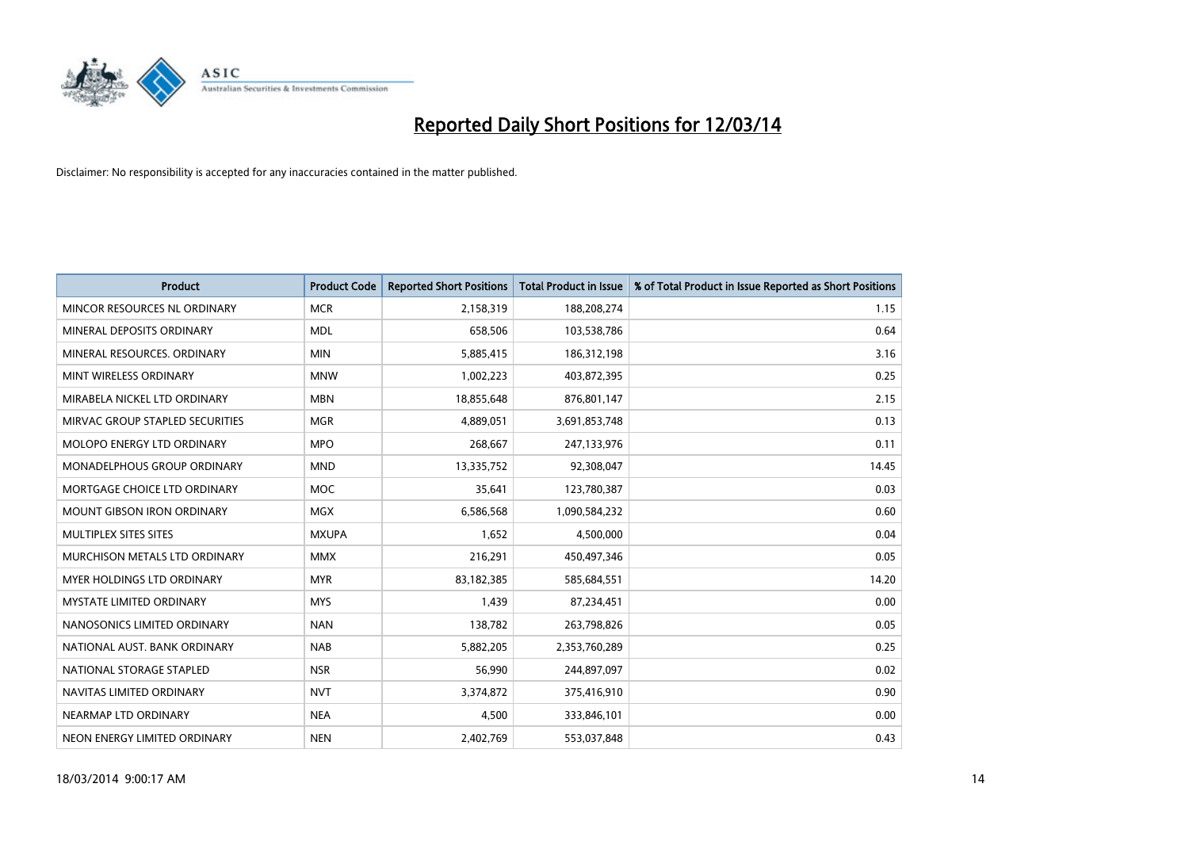# Reported Daily Short Positions for 12/03/14

Disclaimer: No responsibility is accepted for any inaccuracies contained in the matter published.

| Product | Product Code | Reported Short Positions | Total Product in Issue | % of Total Product in Issue Reported as Short Positions |
|---|---|---|---|---|
| MINCOR RESOURCES NL ORDINARY | MCR | 2,158,319 | 188,208,274 | 1.15 |
| MINERAL DEPOSITS ORDINARY | MDL | 658,506 | 103,538,786 | 0.64 |
| MINERAL RESOURCES. ORDINARY | MIN | 5,885,415 | 186,312,198 | 3.16 |
| MINT WIRELESS ORDINARY | MNW | 1,002,223 | 403,872,395 | 0.25 |
| MIRABELA NICKEL LTD ORDINARY | MBN | 18,855,648 | 876,801,147 | 2.15 |
| MIRVAC GROUP STAPLED SECURITIES | MGR | 4,889,051 | 3,691,853,748 | 0.13 |
| MOLOPO ENERGY LTD ORDINARY | MPO | 268,667 | 247,133,976 | 0.11 |
| MONADELPHOUS GROUP ORDINARY | MND | 13,335,752 | 92,308,047 | 14.45 |
| MORTGAGE CHOICE LTD ORDINARY | MOC | 35,641 | 123,780,387 | 0.03 |
| MOUNT GIBSON IRON ORDINARY | MGX | 6,586,568 | 1,090,584,232 | 0.60 |
| MULTIPLEX SITES SITES | MXUPA | 1,652 | 4,500,000 | 0.04 |
| MURCHISON METALS LTD ORDINARY | MMX | 216,291 | 450,497,346 | 0.05 |
| MYER HOLDINGS LTD ORDINARY | MYR | 83,182,385 | 585,684,551 | 14.20 |
| MYSTATE LIMITED ORDINARY | MYS | 1,439 | 87,234,451 | 0.00 |
| NANOSONICS LIMITED ORDINARY | NAN | 138,782 | 263,798,826 | 0.05 |
| NATIONAL AUST. BANK ORDINARY | NAB | 5,882,205 | 2,353,760,289 | 0.25 |
| NATIONAL STORAGE STAPLED | NSR | 56,990 | 244,897,097 | 0.02 |
| NAVITAS LIMITED ORDINARY | NVT | 3,374,872 | 375,416,910 | 0.90 |
| NEARMAP LTD ORDINARY | NEA | 4,500 | 333,846,101 | 0.00 |
| NEON ENERGY LIMITED ORDINARY | NEN | 2,402,769 | 553,037,848 | 0.43 |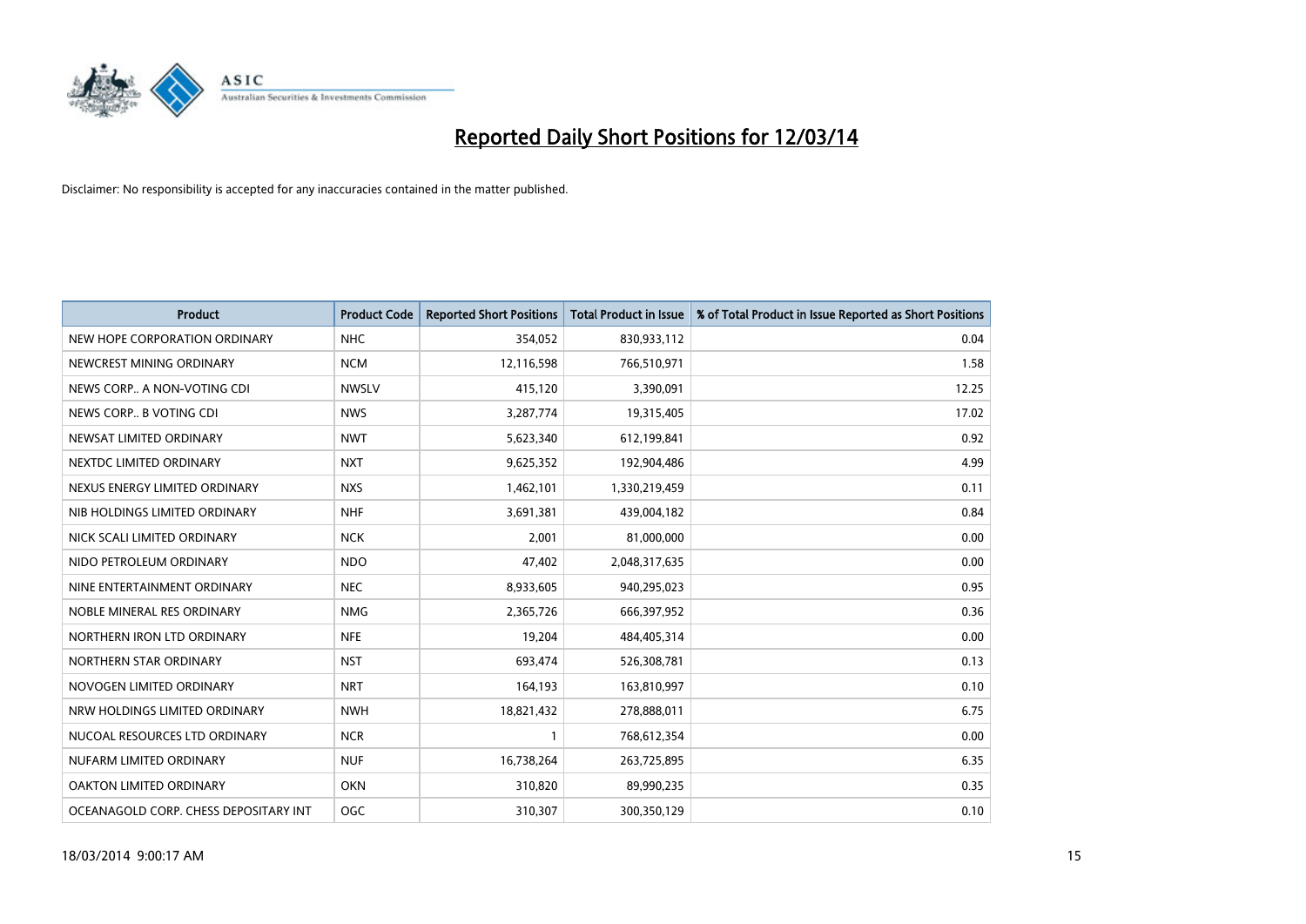# Reported Daily Short Positions for 12/03/14

Disclaimer: No responsibility is accepted for any inaccuracies contained in the matter published.

| Product | Product Code | Reported Short Positions | Total Product in Issue | % of Total Product in Issue Reported as Short Positions |
|---|---|---|---|---|
| NEW HOPE CORPORATION ORDINARY | NHC | 354,052 | 830,933,112 | 0.04 |
| NEWCREST MINING ORDINARY | NCM | 12,116,598 | 766,510,971 | 1.58 |
| NEWS CORP.. A NON-VOTING CDI | NWSLV | 415,120 | 3,390,091 | 12.25 |
| NEWS CORP.. B VOTING CDI | NWS | 3,287,774 | 19,315,405 | 17.02 |
| NEWSAT LIMITED ORDINARY | NWT | 5,623,340 | 612,199,841 | 0.92 |
| NEXTDC LIMITED ORDINARY | NXT | 9,625,352 | 192,904,486 | 4.99 |
| NEXUS ENERGY LIMITED ORDINARY | NXS | 1,462,101 | 1,330,219,459 | 0.11 |
| NIB HOLDINGS LIMITED ORDINARY | NHF | 3,691,381 | 439,004,182 | 0.84 |
| NICK SCALI LIMITED ORDINARY | NCK | 2,001 | 81,000,000 | 0.00 |
| NIDO PETROLEUM ORDINARY | NDO | 47,402 | 2,048,317,635 | 0.00 |
| NINE ENTERTAINMENT ORDINARY | NEC | 8,933,605 | 940,295,023 | 0.95 |
| NOBLE MINERAL RES ORDINARY | NMG | 2,365,726 | 666,397,952 | 0.36 |
| NORTHERN IRON LTD ORDINARY | NFE | 19,204 | 484,405,314 | 0.00 |
| NORTHERN STAR ORDINARY | NST | 693,474 | 526,308,781 | 0.13 |
| NOVOGEN LIMITED ORDINARY | NRT | 164,193 | 163,810,997 | 0.10 |
| NRW HOLDINGS LIMITED ORDINARY | NWH | 18,821,432 | 278,888,011 | 6.75 |
| NUCOAL RESOURCES LTD ORDINARY | NCR | 1 | 768,612,354 | 0.00 |
| NUFARM LIMITED ORDINARY | NUF | 16,738,264 | 263,725,895 | 6.35 |
| OAKTON LIMITED ORDINARY | OKN | 310,820 | 89,990,235 | 0.35 |
| OCEANAGOLD CORP. CHESS DEPOSITARY INT | OGC | 310,307 | 300,350,129 | 0.10 |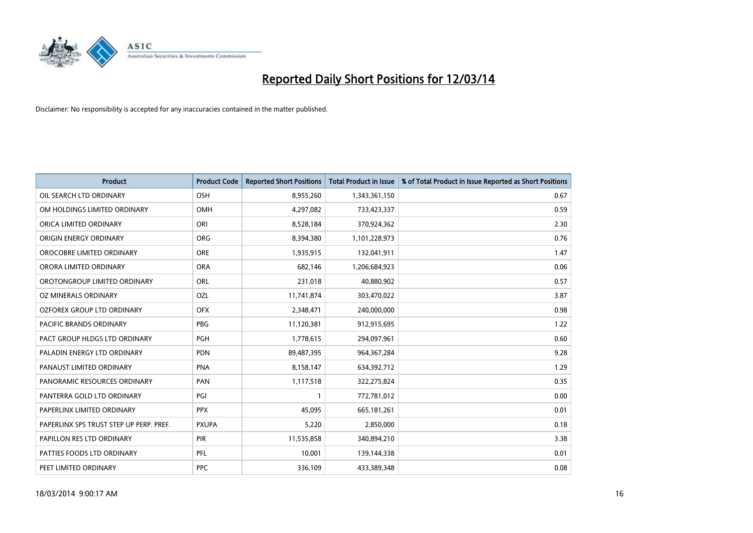# Reported Daily Short Positions for 12/03/14

Disclaimer: No responsibility is accepted for any inaccuracies contained in the matter published.

| Product | Product Code | Reported Short Positions | Total Product in Issue | % of Total Product in Issue Reported as Short Positions |
|---|---|---|---|---|
| OIL SEARCH LTD ORDINARY | OSH | 8,955,260 | 1,343,361,150 | 0.67 |
| OM HOLDINGS LIMITED ORDINARY | OMH | 4,297,082 | 733,423,337 | 0.59 |
| ORICA LIMITED ORDINARY | ORI | 8,528,184 | 370,924,362 | 2.30 |
| ORIGIN ENERGY ORDINARY | ORG | 8,394,380 | 1,101,228,973 | 0.76 |
| OROCOBRE LIMITED ORDINARY | ORE | 1,935,915 | 132,041,911 | 1.47 |
| ORORA LIMITED ORDINARY | ORA | 682,146 | 1,206,684,923 | 0.06 |
| OROTONGROUP LIMITED ORDINARY | ORL | 231,018 | 40,880,902 | 0.57 |
| OZ MINERALS ORDINARY | OZL | 11,741,874 | 303,470,022 | 3.87 |
| OZFOREX GROUP LTD ORDINARY | OFX | 2,348,471 | 240,000,000 | 0.98 |
| PACIFIC BRANDS ORDINARY | PBG | 11,120,381 | 912,915,695 | 1.22 |
| PACT GROUP HLDGS LTD ORDINARY | PGH | 1,778,615 | 294,097,961 | 0.60 |
| PALADIN ENERGY LTD ORDINARY | PDN | 89,487,395 | 964,367,284 | 9.28 |
| PANAUST LIMITED ORDINARY | PNA | 8,158,147 | 634,392,712 | 1.29 |
| PANORAMIC RESOURCES ORDINARY | PAN | 1,117,518 | 322,275,824 | 0.35 |
| PANTERRA GOLD LTD ORDINARY | PGI | 1 | 772,781,012 | 0.00 |
| PAPERLINX LIMITED ORDINARY | PPX | 45,095 | 665,181,261 | 0.01 |
| PAPERLINX SPS TRUST STEP UP PERP. PREF. | PXUPA | 5,220 | 2,850,000 | 0.18 |
| PAPILLON RES LTD ORDINARY | PIR | 11,535,858 | 340,894,210 | 3.38 |
| PATTIES FOODS LTD ORDINARY | PFL | 10,001 | 139,144,338 | 0.01 |
| PEET LIMITED ORDINARY | PPC | 336,109 | 433,389,348 | 0.08 |

18/03/2014 9:00:17 AM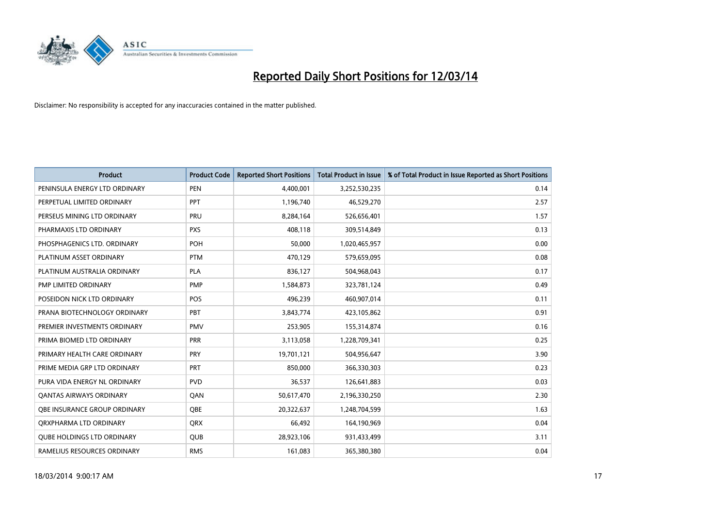# Reported Daily Short Positions for 12/03/14

Disclaimer: No responsibility is accepted for any inaccuracies contained in the matter published.

| Product | Product Code | Reported Short Positions | Total Product in Issue | % of Total Product in Issue Reported as Short Positions |
|---|---|---|---|---|
| PENINSULA ENERGY LTD ORDINARY | PEN | 4,400,001 | 3,252,530,235 | 0.14 |
| PERPETUAL LIMITED ORDINARY | PPT | 1,196,740 | 46,529,270 | 2.57 |
| PERSEUS MINING LTD ORDINARY | PRU | 8,284,164 | 526,656,401 | 1.57 |
| PHARMAXIS LTD ORDINARY | PXS | 408,118 | 309,514,849 | 0.13 |
| PHOSPHAGENICS LTD. ORDINARY | POH | 50,000 | 1,020,465,957 | 0.00 |
| PLATINUM ASSET ORDINARY | PTM | 470,129 | 579,659,095 | 0.08 |
| PLATINUM AUSTRALIA ORDINARY | PLA | 836,127 | 504,968,043 | 0.17 |
| PMP LIMITED ORDINARY | PMP | 1,584,873 | 323,781,124 | 0.49 |
| POSEIDON NICK LTD ORDINARY | POS | 496,239 | 460,907,014 | 0.11 |
| PRANA BIOTECHNOLOGY ORDINARY | PBT | 3,843,774 | 423,105,862 | 0.91 |
| PREMIER INVESTMENTS ORDINARY | PMV | 253,905 | 155,314,874 | 0.16 |
| PRIMA BIOMED LTD ORDINARY | PRR | 3,113,058 | 1,228,709,341 | 0.25 |
| PRIMARY HEALTH CARE ORDINARY | PRY | 19,701,121 | 504,956,647 | 3.90 |
| PRIME MEDIA GRP LTD ORDINARY | PRT | 850,000 | 366,330,303 | 0.23 |
| PURA VIDA ENERGY NL ORDINARY | PVD | 36,537 | 126,641,883 | 0.03 |
| QANTAS AIRWAYS ORDINARY | QAN | 50,617,470 | 2,196,330,250 | 2.30 |
| QBE INSURANCE GROUP ORDINARY | QBE | 20,322,637 | 1,248,704,599 | 1.63 |
| QRXPHARMA LTD ORDINARY | QRX | 66,492 | 164,190,969 | 0.04 |
| QUBE HOLDINGS LTD ORDINARY | QUB | 28,923,106 | 931,433,499 | 3.11 |
| RAMELIUS RESOURCES ORDINARY | RMS | 161,083 | 365,380,380 | 0.04 |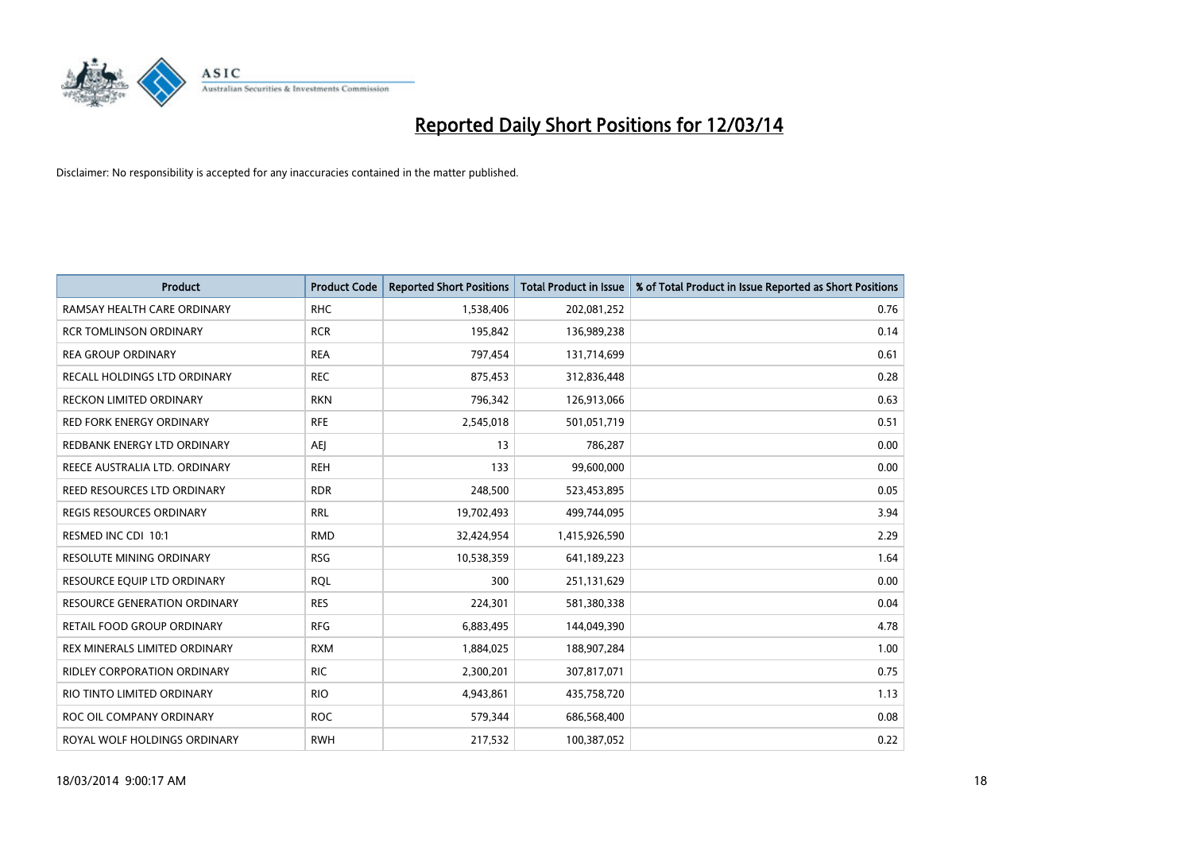# Reported Daily Short Positions for 12/03/14

Disclaimer: No responsibility is accepted for any inaccuracies contained in the matter published.

| Product | Product Code | Reported Short Positions | Total Product in Issue | % of Total Product in Issue Reported as Short Positions |
|---|---|---|---|---|
| RAMSAY HEALTH CARE ORDINARY | RHC | 1,538,406 | 202,081,252 | 0.76 |
| RCR TOMLINSON ORDINARY | RCR | 195,842 | 136,989,238 | 0.14 |
| REA GROUP ORDINARY | REA | 797,454 | 131,714,699 | 0.61 |
| RECALL HOLDINGS LTD ORDINARY | REC | 875,453 | 312,836,448 | 0.28 |
| RECKON LIMITED ORDINARY | RKN | 796,342 | 126,913,066 | 0.63 |
| RED FORK ENERGY ORDINARY | RFE | 2,545,018 | 501,051,719 | 0.51 |
| REDBANK ENERGY LTD ORDINARY | AEJ | 13 | 786,287 | 0.00 |
| REECE AUSTRALIA LTD. ORDINARY | REH | 133 | 99,600,000 | 0.00 |
| REED RESOURCES LTD ORDINARY | RDR | 248,500 | 523,453,895 | 0.05 |
| REGIS RESOURCES ORDINARY | RRL | 19,702,493 | 499,744,095 | 3.94 |
| RESMED INC CDI 10:1 | RMD | 32,424,954 | 1,415,926,590 | 2.29 |
| RESOLUTE MINING ORDINARY | RSG | 10,538,359 | 641,189,223 | 1.64 |
| RESOURCE EQUIP LTD ORDINARY | RQL | 300 | 251,131,629 | 0.00 |
| RESOURCE GENERATION ORDINARY | RES | 224,301 | 581,380,338 | 0.04 |
| RETAIL FOOD GROUP ORDINARY | RFG | 6,883,495 | 144,049,390 | 4.78 |
| REX MINERALS LIMITED ORDINARY | RXM | 1,884,025 | 188,907,284 | 1.00 |
| RIDLEY CORPORATION ORDINARY | RIC | 2,300,201 | 307,817,071 | 0.75 |
| RIO TINTO LIMITED ORDINARY | RIO | 4,943,861 | 435,758,720 | 1.13 |
| ROC OIL COMPANY ORDINARY | ROC | 579,344 | 686,568,400 | 0.08 |
| ROYAL WOLF HOLDINGS ORDINARY | RWH | 217,532 | 100,387,052 | 0.22 |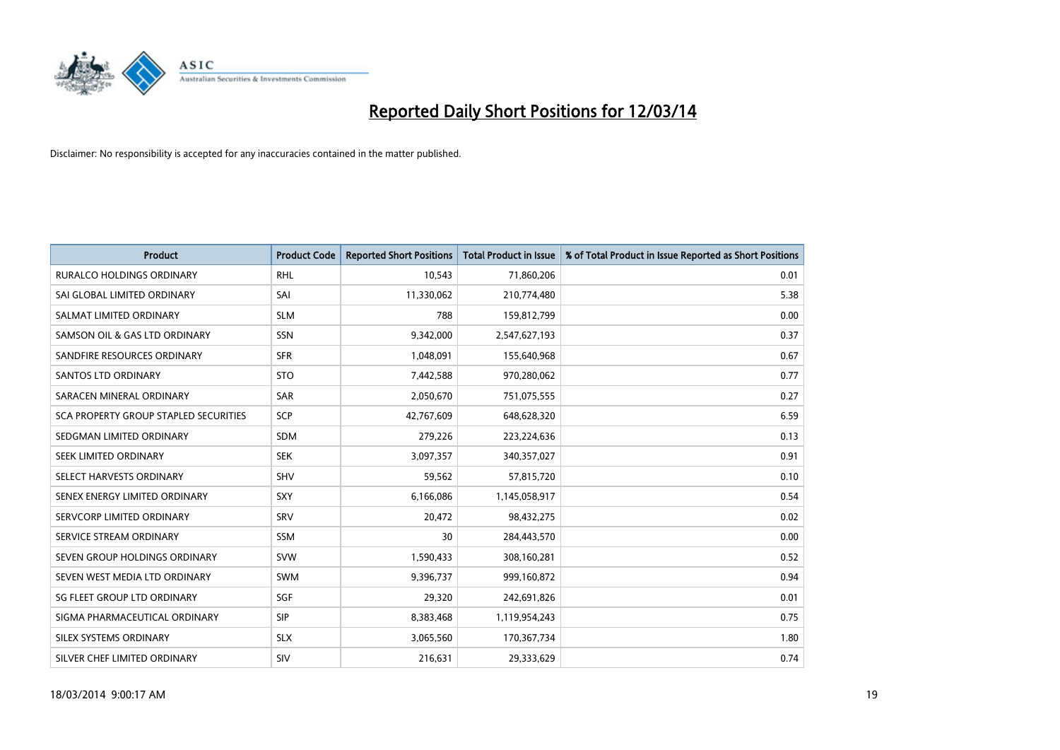# Reported Daily Short Positions for 12/03/14

Disclaimer: No responsibility is accepted for any inaccuracies contained in the matter published.

| Product | Product Code | Reported Short Positions | Total Product in Issue | % of Total Product in Issue Reported as Short Positions |
|---|---|---|---|---|
| RURALCO HOLDINGS ORDINARY | RHL | 10,543 | 71,860,206 | 0.01 |
| SAI GLOBAL LIMITED ORDINARY | SAI | 11,330,062 | 210,774,480 | 5.38 |
| SALMAT LIMITED ORDINARY | SLM | 788 | 159,812,799 | 0.00 |
| SAMSON OIL & GAS LTD ORDINARY | SSN | 9,342,000 | 2,547,627,193 | 0.37 |
| SANDFIRE RESOURCES ORDINARY | SFR | 1,048,091 | 155,640,968 | 0.67 |
| SANTOS LTD ORDINARY | STO | 7,442,588 | 970,280,062 | 0.77 |
| SARACEN MINERAL ORDINARY | SAR | 2,050,670 | 751,075,555 | 0.27 |
| SCA PROPERTY GROUP STAPLED SECURITIES | SCP | 42,767,609 | 648,628,320 | 6.59 |
| SEDGMAN LIMITED ORDINARY | SDM | 279,226 | 223,224,636 | 0.13 |
| SEEK LIMITED ORDINARY | SEK | 3,097,357 | 340,357,027 | 0.91 |
| SELECT HARVESTS ORDINARY | SHV | 59,562 | 57,815,720 | 0.10 |
| SENEX ENERGY LIMITED ORDINARY | SXY | 6,166,086 | 1,145,058,917 | 0.54 |
| SERVCORP LIMITED ORDINARY | SRV | 20,472 | 98,432,275 | 0.02 |
| SERVICE STREAM ORDINARY | SSM | 30 | 284,443,570 | 0.00 |
| SEVEN GROUP HOLDINGS ORDINARY | SVW | 1,590,433 | 308,160,281 | 0.52 |
| SEVEN WEST MEDIA LTD ORDINARY | SWM | 9,396,737 | 999,160,872 | 0.94 |
| SG FLEET GROUP LTD ORDINARY | SGF | 29,320 | 242,691,826 | 0.01 |
| SIGMA PHARMACEUTICAL ORDINARY | SIP | 8,383,468 | 1,119,954,243 | 0.75 |
| SILEX SYSTEMS ORDINARY | SLX | 3,065,560 | 170,367,734 | 1.80 |
| SILVER CHEF LIMITED ORDINARY | SIV | 216,631 | 29,333,629 | 0.74 |

18/03/2014 9:00:17 AM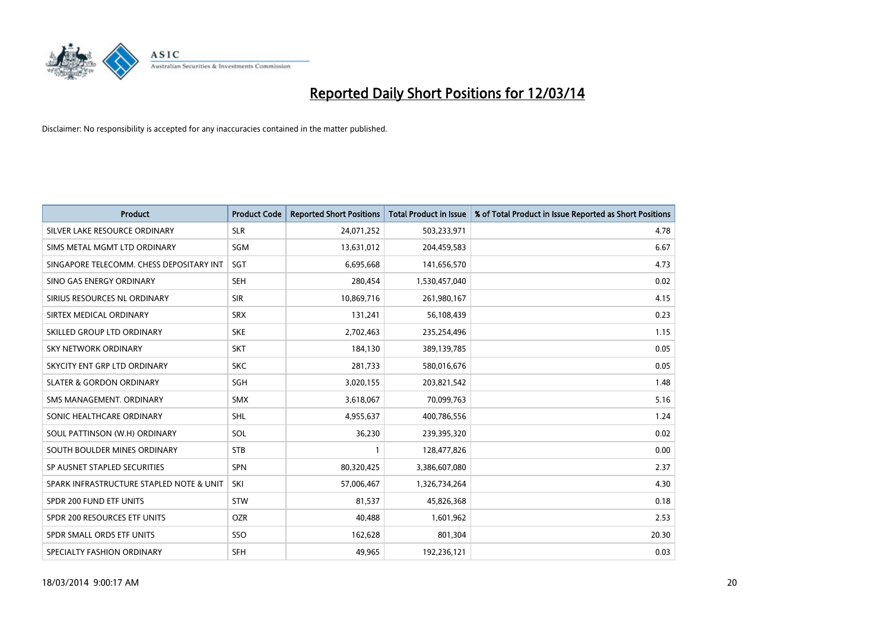# Reported Daily Short Positions for 12/03/14

Disclaimer: No responsibility is accepted for any inaccuracies contained in the matter published.

| Product | Product Code | Reported Short Positions | Total Product in Issue | % of Total Product in Issue Reported as Short Positions |
|---|---|---|---|---|
| SILVER LAKE RESOURCE ORDINARY | SLR | 24,071,252 | 503,233,971 | 4.78 |
| SIMS METAL MGMT LTD ORDINARY | SGM | 13,631,012 | 204,459,583 | 6.67 |
| SINGAPORE TELECOMM. CHESS DEPOSITARY INT | SGT | 6,695,668 | 141,656,570 | 4.73 |
| SINO GAS ENERGY ORDINARY | SEH | 280,454 | 1,530,457,040 | 0.02 |
| SIRIUS RESOURCES NL ORDINARY | SIR | 10,869,716 | 261,980,167 | 4.15 |
| SIRTEX MEDICAL ORDINARY | SRX | 131,241 | 56,108,439 | 0.23 |
| SKILLED GROUP LTD ORDINARY | SKE | 2,702,463 | 235,254,496 | 1.15 |
| SKY NETWORK ORDINARY | SKT | 184,130 | 389,139,785 | 0.05 |
| SKYCITY ENT GRP LTD ORDINARY | SKC | 281,733 | 580,016,676 | 0.05 |
| SLATER & GORDON ORDINARY | SGH | 3,020,155 | 203,821,542 | 1.48 |
| SMS MANAGEMENT. ORDINARY | SMX | 3,618,067 | 70,099,763 | 5.16 |
| SONIC HEALTHCARE ORDINARY | SHL | 4,955,637 | 400,786,556 | 1.24 |
| SOUL PATTINSON (W.H) ORDINARY | SOL | 36,230 | 239,395,320 | 0.02 |
| SOUTH BOULDER MINES ORDINARY | STB | 1 | 128,477,826 | 0.00 |
| SP AUSNET STAPLED SECURITIES | SPN | 80,320,425 | 3,386,607,080 | 2.37 |
| SPARK INFRASTRUCTURE STAPLED NOTE & UNIT | SKI | 57,006,467 | 1,326,734,264 | 4.30 |
| SPDR 200 FUND ETF UNITS | STW | 81,537 | 45,826,368 | 0.18 |
| SPDR 200 RESOURCES ETF UNITS | OZR | 40,488 | 1,601,962 | 2.53 |
| SPDR SMALL ORDS ETF UNITS | SSO | 162,628 | 801,304 | 20.30 |
| SPECIALTY FASHION ORDINARY | SFH | 49,965 | 192,236,121 | 0.03 |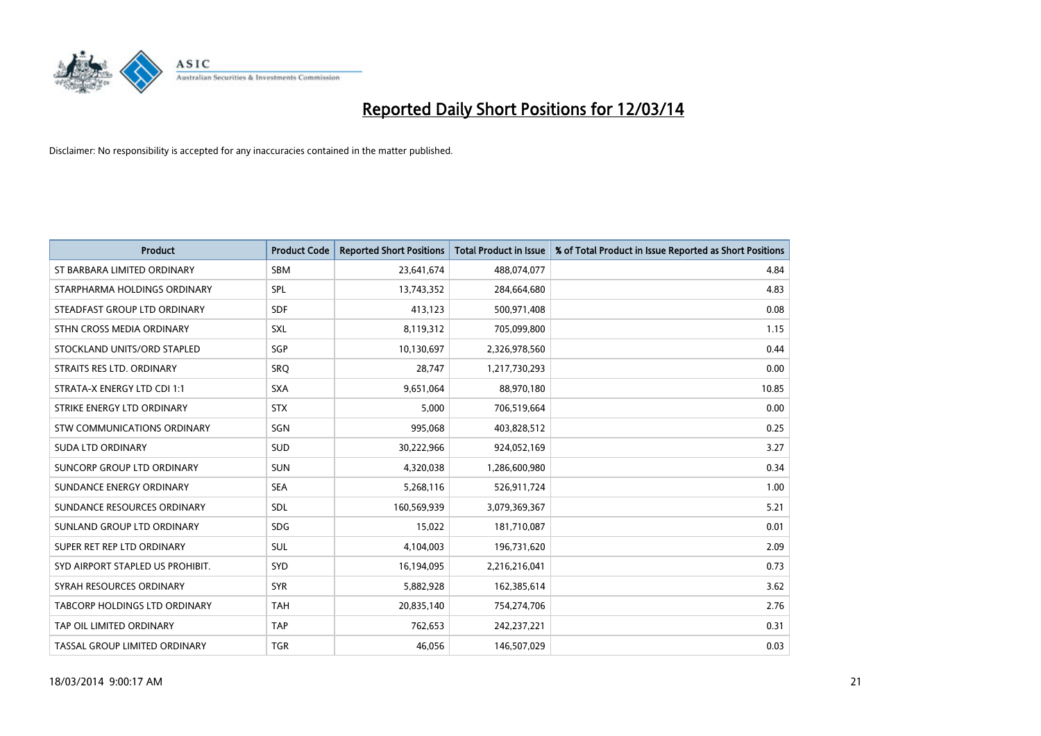# Reported Daily Short Positions for 12/03/14

Disclaimer: No responsibility is accepted for any inaccuracies contained in the matter published.

| Product | Product Code | Reported Short Positions | Total Product in Issue | % of Total Product in Issue Reported as Short Positions |
|---|---|---|---|---|
| ST BARBARA LIMITED ORDINARY | SBM | 23,641,674 | 488,074,077 | 4.84 |
| STARPHARMA HOLDINGS ORDINARY | SPL | 13,743,352 | 284,664,680 | 4.83 |
| STEADFAST GROUP LTD ORDINARY | SDF | 413,123 | 500,971,408 | 0.08 |
| STHN CROSS MEDIA ORDINARY | SXL | 8,119,312 | 705,099,800 | 1.15 |
| STOCKLAND UNITS/ORD STAPLED | SGP | 10,130,697 | 2,326,978,560 | 0.44 |
| STRAITS RES LTD. ORDINARY | SRQ | 28,747 | 1,217,730,293 | 0.00 |
| STRATA-X ENERGY LTD CDI 1:1 | SXA | 9,651,064 | 88,970,180 | 10.85 |
| STRIKE ENERGY LTD ORDINARY | STX | 5,000 | 706,519,664 | 0.00 |
| STW COMMUNICATIONS ORDINARY | SGN | 995,068 | 403,828,512 | 0.25 |
| SUDA LTD ORDINARY | SUD | 30,222,966 | 924,052,169 | 3.27 |
| SUNCORP GROUP LTD ORDINARY | SUN | 4,320,038 | 1,286,600,980 | 0.34 |
| SUNDANCE ENERGY ORDINARY | SEA | 5,268,116 | 526,911,724 | 1.00 |
| SUNDANCE RESOURCES ORDINARY | SDL | 160,569,939 | 3,079,369,367 | 5.21 |
| SUNLAND GROUP LTD ORDINARY | SDG | 15,022 | 181,710,087 | 0.01 |
| SUPER RET REP LTD ORDINARY | SUL | 4,104,003 | 196,731,620 | 2.09 |
| SYD AIRPORT STAPLED US PROHIBIT. | SYD | 16,194,095 | 2,216,216,041 | 0.73 |
| SYRAH RESOURCES ORDINARY | SYR | 5,882,928 | 162,385,614 | 3.62 |
| TABCORP HOLDINGS LTD ORDINARY | TAH | 20,835,140 | 754,274,706 | 2.76 |
| TAP OIL LIMITED ORDINARY | TAP | 762,653 | 242,237,221 | 0.31 |
| TASSAL GROUP LIMITED ORDINARY | TGR | 46,056 | 146,507,029 | 0.03 |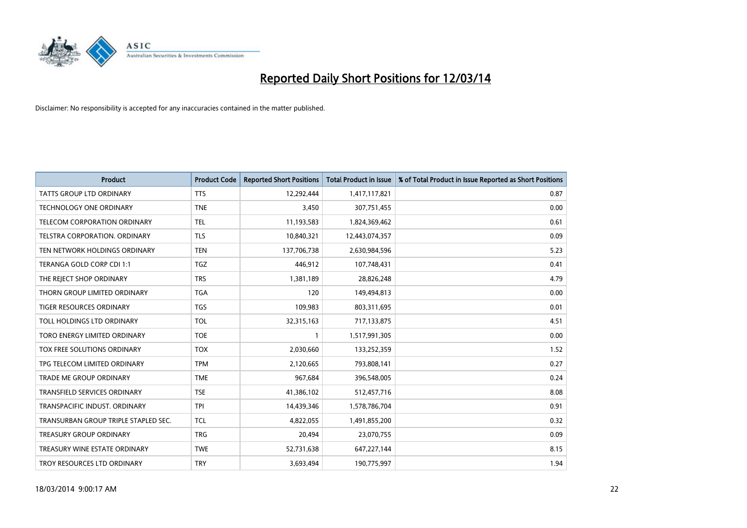# Reported Daily Short Positions for 12/03/14

Disclaimer: No responsibility is accepted for any inaccuracies contained in the matter published.

| Product | Product Code | Reported Short Positions | Total Product in Issue | % of Total Product in Issue Reported as Short Positions |
|---|---|---|---|---|
| TATTS GROUP LTD ORDINARY | TTS | 12,292,444 | 1,417,117,821 | 0.87 |
| TECHNOLOGY ONE ORDINARY | TNE | 3,450 | 307,751,455 | 0.00 |
| TELECOM CORPORATION ORDINARY | TEL | 11,193,583 | 1,824,369,462 | 0.61 |
| TELSTRA CORPORATION. ORDINARY | TLS | 10,840,321 | 12,443,074,357 | 0.09 |
| TEN NETWORK HOLDINGS ORDINARY | TEN | 137,706,738 | 2,630,984,596 | 5.23 |
| TERANGA GOLD CORP CDI 1:1 | TGZ | 446,912 | 107,748,431 | 0.41 |
| THE REJECT SHOP ORDINARY | TRS | 1,381,189 | 28,826,248 | 4.79 |
| THORN GROUP LIMITED ORDINARY | TGA | 120 | 149,494,813 | 0.00 |
| TIGER RESOURCES ORDINARY | TGS | 109,983 | 803,311,695 | 0.01 |
| TOLL HOLDINGS LTD ORDINARY | TOL | 32,315,163 | 717,133,875 | 4.51 |
| TORO ENERGY LIMITED ORDINARY | TOE | 1 | 1,517,991,305 | 0.00 |
| TOX FREE SOLUTIONS ORDINARY | TOX | 2,030,660 | 133,252,359 | 1.52 |
| TPG TELECOM LIMITED ORDINARY | TPM | 2,120,665 | 793,808,141 | 0.27 |
| TRADE ME GROUP ORDINARY | TME | 967,684 | 396,548,005 | 0.24 |
| TRANSFIELD SERVICES ORDINARY | TSE | 41,386,102 | 512,457,716 | 8.08 |
| TRANSPACIFIC INDUST. ORDINARY | TPI | 14,439,346 | 1,578,786,704 | 0.91 |
| TRANSURBAN GROUP TRIPLE STAPLED SEC. | TCL | 4,822,055 | 1,491,855,200 | 0.32 |
| TREASURY GROUP ORDINARY | TRG | 20,494 | 23,070,755 | 0.09 |
| TREASURY WINE ESTATE ORDINARY | TWE | 52,731,638 | 647,227,144 | 8.15 |
| TROY RESOURCES LTD ORDINARY | TRY | 3,693,494 | 190,775,997 | 1.94 |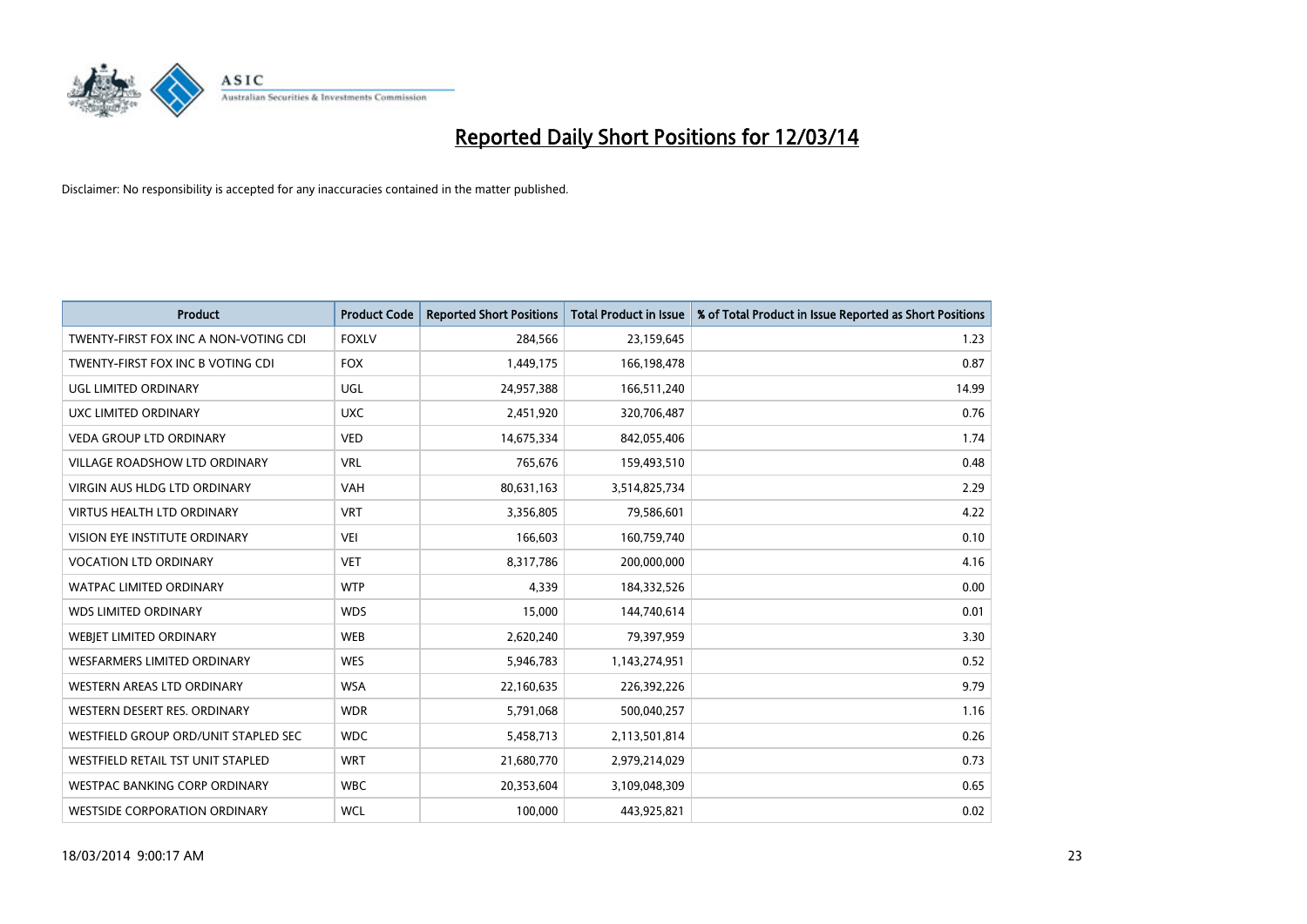# Reported Daily Short Positions for 12/03/14

Disclaimer: No responsibility is accepted for any inaccuracies contained in the matter published.

| Product | Product Code | Reported Short Positions | Total Product in Issue | % of Total Product in Issue Reported as Short Positions |
|---|---|---|---|---|
| TWENTY-FIRST FOX INC A NON-VOTING CDI | FOXLV | 284,566 | 23,159,645 | 1.23 |
| TWENTY-FIRST FOX INC B VOTING CDI | FOX | 1,449,175 | 166,198,478 | 0.87 |
| UGL LIMITED ORDINARY | UGL | 24,957,388 | 166,511,240 | 14.99 |
| UXC LIMITED ORDINARY | UXC | 2,451,920 | 320,706,487 | 0.76 |
| VEDA GROUP LTD ORDINARY | VED | 14,675,334 | 842,055,406 | 1.74 |
| VILLAGE ROADSHOW LTD ORDINARY | VRL | 765,676 | 159,493,510 | 0.48 |
| VIRGIN AUS HLDG LTD ORDINARY | VAH | 80,631,163 | 3,514,825,734 | 2.29 |
| VIRTUS HEALTH LTD ORDINARY | VRT | 3,356,805 | 79,586,601 | 4.22 |
| VISION EYE INSTITUTE ORDINARY | VEI | 166,603 | 160,759,740 | 0.10 |
| VOCATION LTD ORDINARY | VET | 8,317,786 | 200,000,000 | 4.16 |
| WATPAC LIMITED ORDINARY | WTP | 4,339 | 184,332,526 | 0.00 |
| WDS LIMITED ORDINARY | WDS | 15,000 | 144,740,614 | 0.01 |
| WEBJET LIMITED ORDINARY | WEB | 2,620,240 | 79,397,959 | 3.30 |
| WESFARMERS LIMITED ORDINARY | WES | 5,946,783 | 1,143,274,951 | 0.52 |
| WESTERN AREAS LTD ORDINARY | WSA | 22,160,635 | 226,392,226 | 9.79 |
| WESTERN DESERT RES. ORDINARY | WDR | 5,791,068 | 500,040,257 | 1.16 |
| WESTFIELD GROUP ORD/UNIT STAPLED SEC | WDC | 5,458,713 | 2,113,501,814 | 0.26 |
| WESTFIELD RETAIL TST UNIT STAPLED | WRT | 21,680,770 | 2,979,214,029 | 0.73 |
| WESTPAC BANKING CORP ORDINARY | WBC | 20,353,604 | 3,109,048,309 | 0.65 |
| WESTSIDE CORPORATION ORDINARY | WCL | 100,000 | 443,925,821 | 0.02 |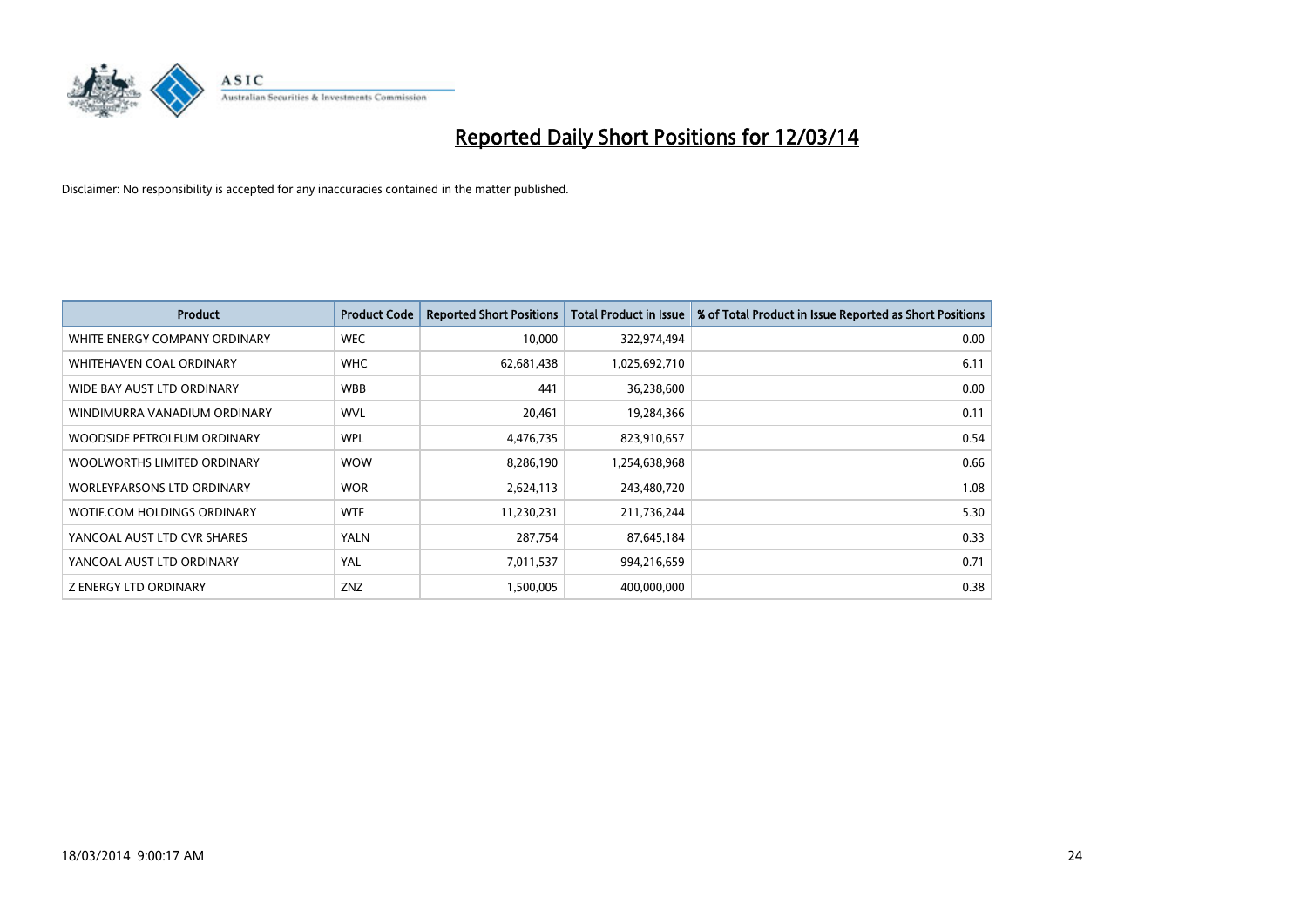# Reported Daily Short Positions for 12/03/14

Disclaimer: No responsibility is accepted for any inaccuracies contained in the matter published.

| Product | Product Code | Reported Short Positions | Total Product in Issue | % of Total Product in Issue Reported as Short Positions |
|---|---|---|---|---|
| WHITE ENERGY COMPANY ORDINARY | WEC | 10,000 | 322,974,494 | 0.00 |
| WHITEHAVEN COAL ORDINARY | WHC | 62,681,438 | 1,025,692,710 | 6.11 |
| WIDE BAY AUST LTD ORDINARY | WBB | 441 | 36,238,600 | 0.00 |
| WINDIMURRA VANADIUM ORDINARY | WVL | 20,461 | 19,284,366 | 0.11 |
| WOODSIDE PETROLEUM ORDINARY | WPL | 4,476,735 | 823,910,657 | 0.54 |
| WOOLWORTHS LIMITED ORDINARY | WOW | 8,286,190 | 1,254,638,968 | 0.66 |
| WORLEYPARSONS LTD ORDINARY | WOR | 2,624,113 | 243,480,720 | 1.08 |
| WOTIF.COM HOLDINGS ORDINARY | WTF | 11,230,231 | 211,736,244 | 5.30 |
| YANCOAL AUST LTD CVR SHARES | YALN | 287,754 | 87,645,184 | 0.33 |
| YANCOAL AUST LTD ORDINARY | YAL | 7,011,537 | 994,216,659 | 0.71 |
| Z ENERGY LTD ORDINARY | ZNZ | 1,500,005 | 400,000,000 | 0.38 |

18/03/2014 9:00:17 AM